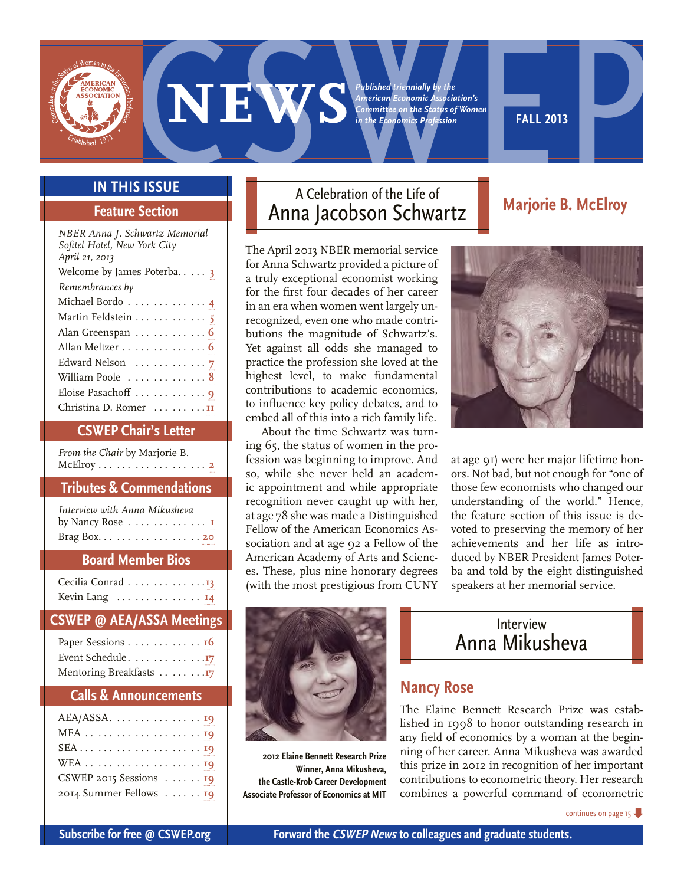# CSWEP NEWS

*Published triennially by the American Economic Association's Committee on the Status of Women in the Economics Profession*

**FALL 2013**

## IN THIS ISSUE

### Feature Section

*NBER Anna J. Schwartz Memorial*
*Sofitel Hotel, New York City*
*April 21, 2013*

Welcome by James Poterba . . . . . 3

*Remembrances by*

- Michael Bordo . . . . . 4
- Martin Feldstein . . . . . 5
- Alan Greenspan . . . . . 6
- Allan Meltzer . . . . . 6
- Edward Nelson . . . . . 7
- William Poole . . . . . 8
- Eloise Pasachoff . . . . . 9
- Christina D. Romer . . . . . 11

### CSWEP Chair's Letter

*From the Chair* by Marjorie B. McElroy . . . . . 2

### Tributes & Commendations

*Interview with Anna Mikusheva* by Nancy Rose . . . . . 1

Brag Box . . . . . 20

### Board Member Bios

- Cecilia Conrad . . . . . 13
- Kevin Lang . . . . . 14

### CSWEP @ AEA/ASSA Meetings

- Paper Sessions . . . . . 16
- Event Schedule . . . . . 17
- Mentoring Breakfasts . . . . . 17

### Calls & Announcements

- AEA/ASSA . . . . . 19
- MEA . . . . . 19
- SEA . . . . . 19
- WEA . . . . . 19
- CSWEP 2015 Sessions . . . . . 19
- 2014 Summer Fellows . . . . . 19

## A Celebration of the Life of Anna Jacobson Schwartz

### Marjorie B. McElroy

The April 2013 NBER memorial service for Anna Schwartz provided a picture of a truly exceptional economist working for the first four decades of her career in an era when women went largely unrecognized, even one who made contributions the magnitude of Schwartz's. Yet against all odds she managed to practice the profession she loved at the highest level, to make fundamental contributions to academic economics, to influence key policy debates, and to embed all of this into a rich family life.

About the time Schwartz was turning 65, the status of women in the profession was beginning to improve. And so, while she never held an academic appointment and while appropriate recognition never caught up with her, at age 78 she was made a Distinguished Fellow of the American Economics Association and at age 92 a Fellow of the American Academy of Arts and Sciences. These, plus nine honorary degrees (with the most prestigious from CUNY at age 91) were her major lifetime honors. Not bad, but not enough for "one of those few economists who changed our understanding of the world." Hence, the feature section of this issue is devoted to preserving the memory of her achievements and her life as introduced by NBER President James Poterba and told by the eight distinguished speakers at her memorial service.

**2012 Elaine Bennett Research Prize Winner, Anna Mikusheva, the Castle-Krob Career Development Associate Professor of Economics at MIT**

## Interview Anna Mikusheva

### Nancy Rose

The Elaine Bennett Research Prize was established in 1998 to honor outstanding research in any field of economics by a woman at the beginning of her career. Anna Mikusheva was awarded this prize in 2012 in recognition of her important contributions to econometric theory. Her research combines a powerful command of econometric

continues on page 15

Subscribe for free @ CSWEP.org

Forward the *CSWEP News* to colleagues and graduate students.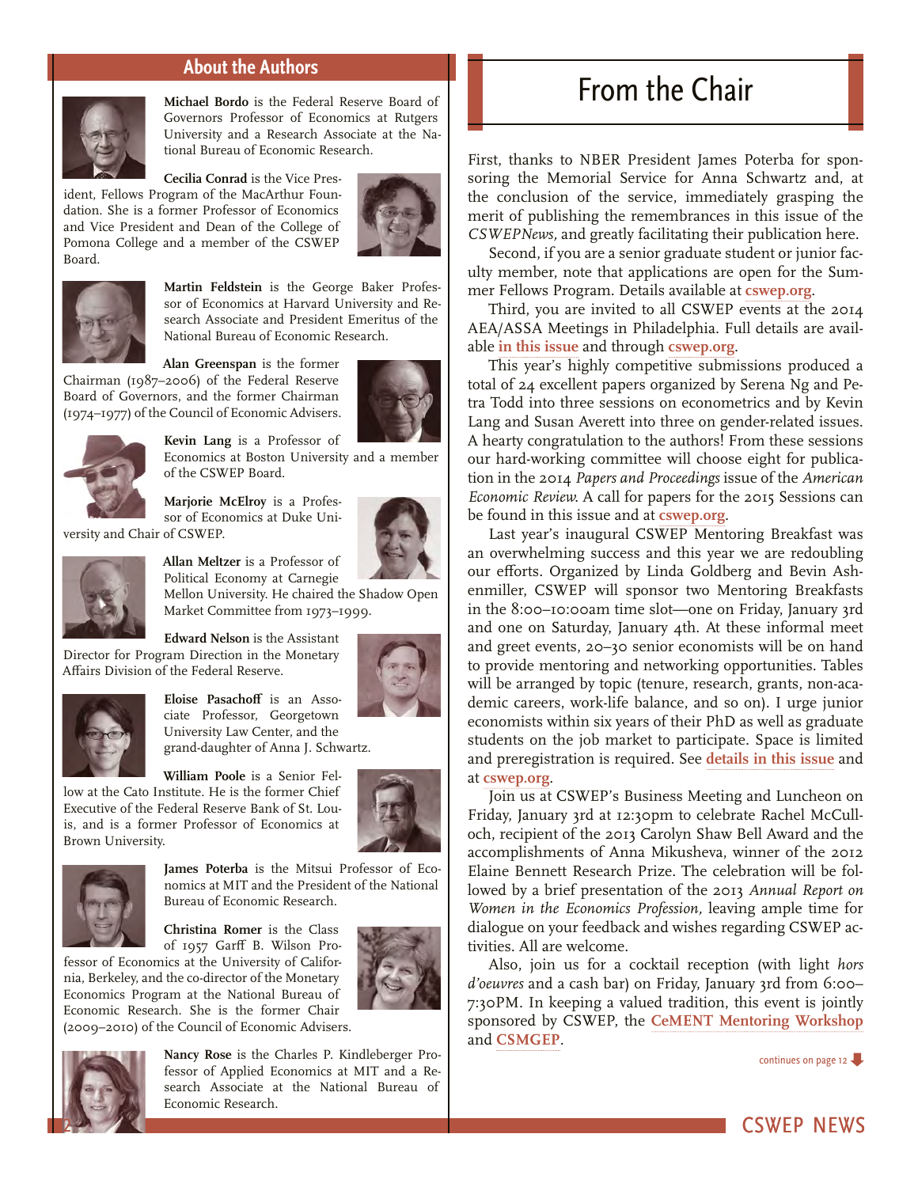## About the Authors

**Michael Bordo** is the Federal Reserve Board of Governors Professor of Economics at Rutgers University and a Research Associate at the National Bureau of Economic Research.

**Cecilia Conrad** is the Vice President, Fellows Program of the MacArthur Foundation. She is a former Professor of Economics and Vice President and Dean of the College of Pomona College and a member of the CSWEP Board.

**Martin Feldstein** is the George Baker Professor of Economics at Harvard University and Research Associate and President Emeritus of the National Bureau of Economic Research.

**Alan Greenspan** is the former Chairman (1987–2006) of the Federal Reserve Board of Governors, and the former Chairman (1974–1977) of the Council of Economic Advisers.

**Kevin Lang** is a Professor of Economics at Boston University and a member of the CSWEP Board.

**Marjorie McElroy** is a Professor of Economics at Duke University and Chair of CSWEP.

**Allan Meltzer** is a Professor of Political Economy at Carnegie Mellon University. He chaired the Shadow Open Market Committee from 1973–1999.

**Edward Nelson** is the Assistant Director for Program Direction in the Monetary Affairs Division of the Federal Reserve.

**Eloise Pasachoff** is an Associate Professor, Georgetown University Law Center, and the grand-daughter of Anna J. Schwartz.

**William Poole** is a Senior Fellow at the Cato Institute. He is the former Chief Executive of the Federal Reserve Bank of St. Louis, and is a former Professor of Economics at Brown University.

**James Poterba** is the Mitsui Professor of Economics at MIT and the President of the National Bureau of Economic Research.

**Christina Romer** is the Class of 1957 Garff B. Wilson Professor of Economics at the University of California, Berkeley, and the co-director of the Monetary Economics Program at the National Bureau of Economic Research. She is the former Chair (2009–2010) of the Council of Economic Advisers.

**Nancy Rose** is the Charles P. Kindleberger Professor of Applied Economics at MIT and a Research Associate at the National Bureau of Economic Research.

# From the Chair

First, thanks to NBER President James Poterba for sponsoring the Memorial Service for Anna Schwartz and, at the conclusion of the service, immediately grasping the merit of publishing the remembrances in this issue of the *CSWEPNews*, and greatly facilitating their publication here.

Second, if you are a senior graduate student or junior faculty member, note that applications are open for the Summer Fellows Program. Details available at cswep.org.

Third, you are invited to all CSWEP events at the 2014 AEA/ASSA Meetings in Philadelphia. Full details are available in this issue and through cswep.org.

This year's highly competitive submissions produced a total of 24 excellent papers organized by Serena Ng and Petra Todd into three sessions on econometrics and by Kevin Lang and Susan Averett into three on gender-related issues. A hearty congratulation to the authors! From these sessions our hard-working committee will choose eight for publication in the 2014 *Papers and Proceedings* issue of the *American Economic Review*. A call for papers for the 2015 Sessions can be found in this issue and at cswep.org.

Last year's inaugural CSWEP Mentoring Breakfast was an overwhelming success and this year we are redoubling our efforts. Organized by Linda Goldberg and Bevin Ashenmiller, CSWEP will sponsor two Mentoring Breakfasts in the 8:00–10:00am time slot—one on Friday, January 3rd and one on Saturday, January 4th. At these informal meet and greet events, 20–30 senior economists will be on hand to provide mentoring and networking opportunities. Tables will be arranged by topic (tenure, research, grants, non-academic careers, work-life balance, and so on). I urge junior economists within six years of their PhD as well as graduate students on the job market to participate. Space is limited and preregistration is required. See details in this issue and at cswep.org.

Join us at CSWEP's Business Meeting and Luncheon on Friday, January 3rd at 12:30pm to celebrate Rachel McCulloch, recipient of the 2013 Carolyn Shaw Bell Award and the accomplishments of Anna Mikusheva, winner of the 2012 Elaine Bennett Research Prize. The celebration will be followed by a brief presentation of the 2013 *Annual Report on Women in the Economics Profession*, leaving ample time for dialogue on your feedback and wishes regarding CSWEP activities. All are welcome.

Also, join us for a cocktail reception (with light *hors d'oeuvres* and a cash bar) on Friday, January 3rd from 6:00–7:30PM. In keeping a valued tradition, this event is jointly sponsored by CSWEP, the CeMENT Mentoring Workshop and CSMGEP.

continues on page 12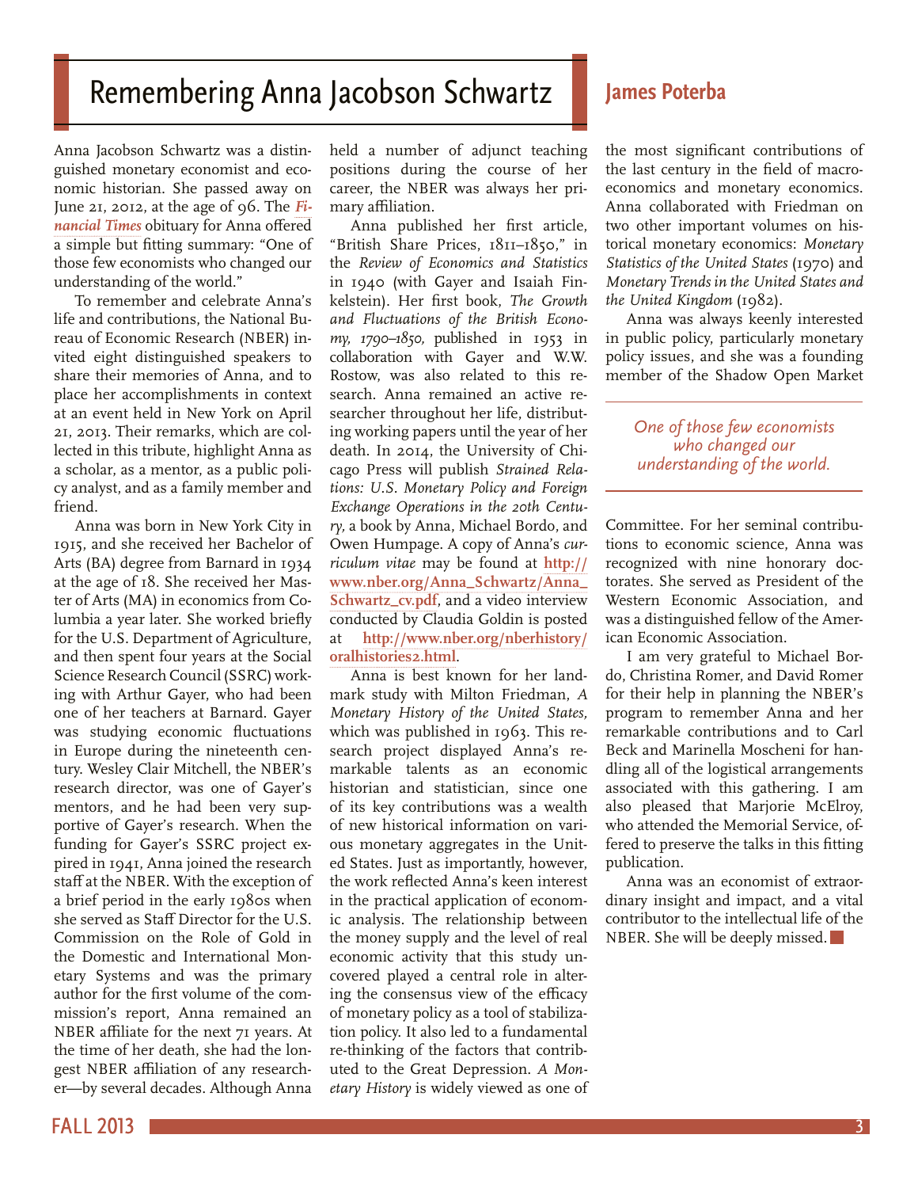# Remembering Anna Jacobson Schwartz

**James Poterba**

Anna Jacobson Schwartz was a distinguished monetary economist and economic historian. She passed away on June 21, 2012, at the age of 96. The *Financial Times* obituary for Anna offered a simple but fitting summary: "One of those few economists who changed our understanding of the world."

To remember and celebrate Anna's life and contributions, the National Bureau of Economic Research (NBER) invited eight distinguished speakers to share their memories of Anna, and to place her accomplishments in context at an event held in New York on April 21, 2013. Their remarks, which are collected in this tribute, highlight Anna as a scholar, as a mentor, as a public policy analyst, and as a family member and friend.

Anna was born in New York City in 1915, and she received her Bachelor of Arts (BA) degree from Barnard in 1934 at the age of 18. She received her Master of Arts (MA) in economics from Columbia a year later. She worked briefly for the U.S. Department of Agriculture, and then spent four years at the Social Science Research Council (SSRC) working with Arthur Gayer, who had been one of her teachers at Barnard. Gayer was studying economic fluctuations in Europe during the nineteenth century. Wesley Clair Mitchell, the NBER's research director, was one of Gayer's mentors, and he had been very supportive of Gayer's research. When the funding for Gayer's SSRC project expired in 1941, Anna joined the research staff at the NBER. With the exception of a brief period in the early 1980s when she served as Staff Director for the U.S. Commission on the Role of Gold in the Domestic and International Monetary Systems and was the primary author for the first volume of the commission's report, Anna remained an NBER affiliate for the next 71 years. At the time of her death, she had the longest NBER affiliation of any researcher—by several decades. Although Anna held a number of adjunct teaching positions during the course of her career, the NBER was always her primary affiliation.

Anna published her first article, "British Share Prices, 1811–1850," in the *Review of Economics and Statistics* in 1940 (with Gayer and Isaiah Finkelstein). Her first book, *The Growth and Fluctuations of the British Economy, 1790–1850,* published in 1953 in collaboration with Gayer and W.W. Rostow, was also related to this research. Anna remained an active researcher throughout her life, distributing working papers until the year of her death. In 2014, the University of Chicago Press will publish *Strained Relations: U.S. Monetary Policy and Foreign Exchange Operations in the 20th Century*, a book by Anna, Michael Bordo, and Owen Humpage. A copy of Anna's *curriculum vitae* may be found at **http://www.nber.org/Anna_Schwartz/Anna_Schwartz_cv.pdf**, and a video interview conducted by Claudia Goldin is posted at **http://www.nber.org/nberhistory/oralhistories2.html**.

Anna is best known for her landmark study with Milton Friedman, *A Monetary History of the United States,* which was published in 1963. This research project displayed Anna's remarkable talents as an economic historian and statistician, since one of its key contributions was a wealth of new historical information on various monetary aggregates in the United States. Just as importantly, however, the work reflected Anna's keen interest in the practical application of economic analysis. The relationship between the money supply and the level of real economic activity that this study uncovered played a central role in altering the consensus view of the efficacy of monetary policy as a tool of stabilization policy. It also led to a fundamental re-thinking of the factors that contributed to the Great Depression. *A Monetary History* is widely viewed as one of the most significant contributions of the last century in the field of macroeconomics and monetary economics. Anna collaborated with Friedman on two other important volumes on historical monetary economics: *Monetary Statistics of the United States* (1970) and *Monetary Trends in the United States and the United Kingdom* (1982).

Anna was always keenly interested in public policy, particularly monetary policy issues, and she was a founding member of the Shadow Open Market Committee. For her seminal contributions to economic science, Anna was recognized with nine honorary doctorates. She served as President of the Western Economic Association, and was a distinguished fellow of the American Economic Association.

*One of those few economists who changed our understanding of the world.*

I am very grateful to Michael Bordo, Christina Romer, and David Romer for their help in planning the NBER's program to remember Anna and her remarkable contributions and to Carl Beck and Marinella Moscheni for handling all of the logistical arrangements associated with this gathering. I am also pleased that Marjorie McElroy, who attended the Memorial Service, offered to preserve the talks in this fitting publication.

Anna was an economist of extraordinary insight and impact, and a vital contributor to the intellectual life of the NBER. She will be deeply missed.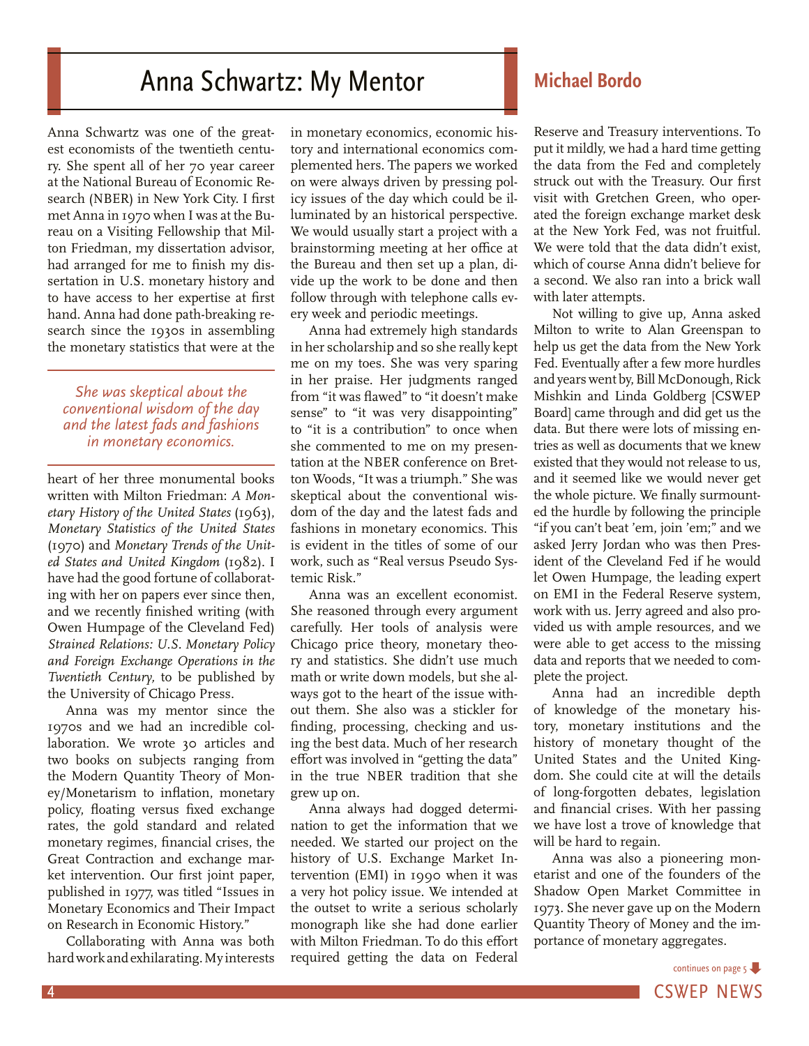# Anna Schwartz: My Mentor

## Michael Bordo

Anna Schwartz was one of the greatest economists of the twentieth century. She spent all of her 70 year career at the National Bureau of Economic Research (NBER) in New York City. I first met Anna in 1970 when I was at the Bureau on a Visiting Fellowship that Milton Friedman, my dissertation advisor, had arranged for me to finish my dissertation in U.S. monetary history and to have access to her expertise at first hand. Anna had done path-breaking research since the 1930s in assembling the monetary statistics that were at the heart of her three monumental books written with Milton Friedman: *A Monetary History of the United States* (1963), *Monetary Statistics of the United States* (1970) and *Monetary Trends of the United States and United Kingdom* (1982). I have had the good fortune of collaborating with her on papers ever since then, and we recently finished writing (with Owen Humpage of the Cleveland Fed) *Strained Relations: U.S. Monetary Policy and Foreign Exchange Operations in the Twentieth Century*, to be published by the University of Chicago Press.

> *She was skeptical about the conventional wisdom of the day and the latest fads and fashions in monetary economics.*

Anna was my mentor since the 1970s and we had an incredible collaboration. We wrote 30 articles and two books on subjects ranging from the Modern Quantity Theory of Money/Monetarism to inflation, monetary policy, floating versus fixed exchange rates, the gold standard and related monetary regimes, financial crises, the Great Contraction and exchange market intervention. Our first joint paper, published in 1977, was titled "Issues in Monetary Economics and Their Impact on Research in Economic History."

Collaborating with Anna was both hard work and exhilarating. My interests in monetary economics, economic history and international economics complemented hers. The papers we worked on were always driven by pressing policy issues of the day which could be illuminated by an historical perspective. We would usually start a project with a brainstorming meeting at her office at the Bureau and then set up a plan, divide up the work to be done and then follow through with telephone calls every week and periodic meetings.

Anna had extremely high standards in her scholarship and so she really kept me on my toes. She was very sparing in her praise. Her judgments ranged from "it was flawed" to "it doesn't make sense" to "it was very disappointing" to "it is a contribution" to once when she commented to me on my presentation at the NBER conference on Bretton Woods, "It was a triumph." She was skeptical about the conventional wisdom of the day and the latest fads and fashions in monetary economics. This is evident in the titles of some of our work, such as "Real versus Pseudo Systemic Risk."

Anna was an excellent economist. She reasoned through every argument carefully. Her tools of analysis were Chicago price theory, monetary theory and statistics. She didn't use much math or write down models, but she always got to the heart of the issue without them. She also was a stickler for finding, processing, checking and using the best data. Much of her research effort was involved in "getting the data" in the true NBER tradition that she grew up on.

Anna always had dogged determination to get the information that we needed. We started our project on the history of U.S. Exchange Market Intervention (EMI) in 1990 when it was a very hot policy issue. We intended at the outset to write a serious scholarly monograph like she had done earlier with Milton Friedman. To do this effort required getting the data on Federal Reserve and Treasury interventions. To put it mildly, we had a hard time getting the data from the Fed and completely struck out with the Treasury. Our first visit with Gretchen Green, who operated the foreign exchange market desk at the New York Fed, was not fruitful. We were told that the data didn't exist, which of course Anna didn't believe for a second. We also ran into a brick wall with later attempts.

Not willing to give up, Anna asked Milton to write to Alan Greenspan to help us get the data from the New York Fed. Eventually after a few more hurdles and years went by, Bill McDonough, Rick Mishkin and Linda Goldberg [CSWEP Board] came through and did get us the data. But there were lots of missing entries as well as documents that we knew existed that they would not release to us, and it seemed like we would never get the whole picture. We finally surmounted the hurdle by following the principle "if you can't beat 'em, join 'em;" and we asked Jerry Jordan who was then President of the Cleveland Fed if he would let Owen Humpage, the leading expert on EMI in the Federal Reserve system, work with us. Jerry agreed and also provided us with ample resources, and we were able to get access to the missing data and reports that we needed to complete the project.

Anna had an incredible depth of knowledge of the monetary history, monetary institutions and the history of monetary thought of the United States and the United Kingdom. She could cite at will the details of long-forgotten debates, legislation and financial crises. With her passing we have lost a trove of knowledge that will be hard to regain.

Anna was also a pioneering monetarist and one of the founders of the Shadow Open Market Committee in 1973. She never gave up on the Modern Quantity Theory of Money and the importance of monetary aggregates.

continues on page 5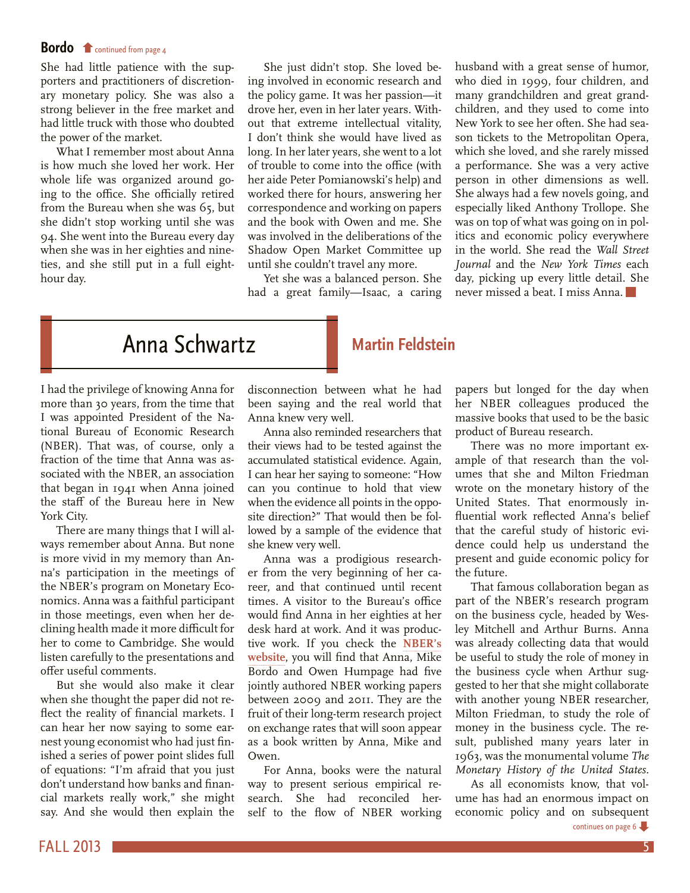## Bordo continued from page 4

She had little patience with the supporters and practitioners of discretionary monetary policy. She was also a strong believer in the free market and had little truck with those who doubted the power of the market.

What I remember most about Anna is how much she loved her work. Her whole life was organized around going to the office. She officially retired from the Bureau when she was 65, but she didn't stop working until she was 94. She went into the Bureau every day when she was in her eighties and nineties, and she still put in a full eight-hour day.

She just didn't stop. She loved being involved in economic research and the policy game. It was her passion—it drove her, even in her later years. Without that extreme intellectual vitality, I don't think she would have lived as long. In her later years, she went to a lot of trouble to come into the office (with her aide Peter Pomianowski's help) and worked there for hours, answering her correspondence and working on papers and the book with Owen and me. She was involved in the deliberations of the Shadow Open Market Committee up until she couldn't travel any more.

Yet she was a balanced person. She had a great family—Isaac, a caring husband with a great sense of humor, who died in 1999, four children, and many grandchildren and great grandchildren, and they used to come into New York to see her often. She had season tickets to the Metropolitan Opera, which she loved, and she rarely missed a performance. She was a very active person in other dimensions as well. She always had a few novels going, and especially liked Anthony Trollope. She was on top of what was going on in politics and economic policy everywhere in the world. She read the *Wall Street Journal* and the *New York Times* each day, picking up every little detail. She never missed a beat. I miss Anna.

# Anna Schwartz

## Martin Feldstein

I had the privilege of knowing Anna for more than 30 years, from the time that I was appointed President of the National Bureau of Economic Research (NBER). That was, of course, only a fraction of the time that Anna was associated with the NBER, an association that began in 1941 when Anna joined the staff of the Bureau here in New York City.

There are many things that I will always remember about Anna. But none is more vivid in my memory than Anna's participation in the meetings of the NBER's program on Monetary Economics. Anna was a faithful participant in those meetings, even when her declining health made it more difficult for her to come to Cambridge. She would listen carefully to the presentations and offer useful comments.

But she would also make it clear when she thought the paper did not reflect the reality of financial markets. I can hear her now saying to some earnest young economist who had just finished a series of power point slides full of equations: "I'm afraid that you just don't understand how banks and financial markets really work," she might say. And she would then explain the disconnection between what he had been saying and the real world that Anna knew very well.

Anna also reminded researchers that their views had to be tested against the accumulated statistical evidence. Again, I can hear her saying to someone: "How can you continue to hold that view when the evidence all points in the opposite direction?" That would then be followed by a sample of the evidence that she knew very well.

Anna was a prodigious researcher from the very beginning of her career, and that continued until recent times. A visitor to the Bureau's office would find Anna in her eighties at her desk hard at work. And it was productive work. If you check the **NBER's website**, you will find that Anna, Mike Bordo and Owen Humpage had five jointly authored NBER working papers between 2009 and 2011. They are the fruit of their long-term research project on exchange rates that will soon appear as a book written by Anna, Mike and Owen.

For Anna, books were the natural way to present serious empirical research. She had reconciled herself to the flow of NBER working papers but longed for the day when her NBER colleagues produced the massive books that used to be the basic product of Bureau research.

There was no more important example of that research than the volumes that she and Milton Friedman wrote on the monetary history of the United States. That enormously influential work reflected Anna's belief that the careful study of historic evidence could help us understand the present and guide economic policy for the future.

That famous collaboration began as part of the NBER's research program on the business cycle, headed by Wesley Mitchell and Arthur Burns. Anna was already collecting data that would be useful to study the role of money in the business cycle when Arthur suggested to her that she might collaborate with another young NBER researcher, Milton Friedman, to study the role of money in the business cycle. The result, published many years later in 1963, was the monumental volume *The Monetary History of the United States*.

As all economists know, that volume has had an enormous impact on economic policy and on subsequent

continues on page 6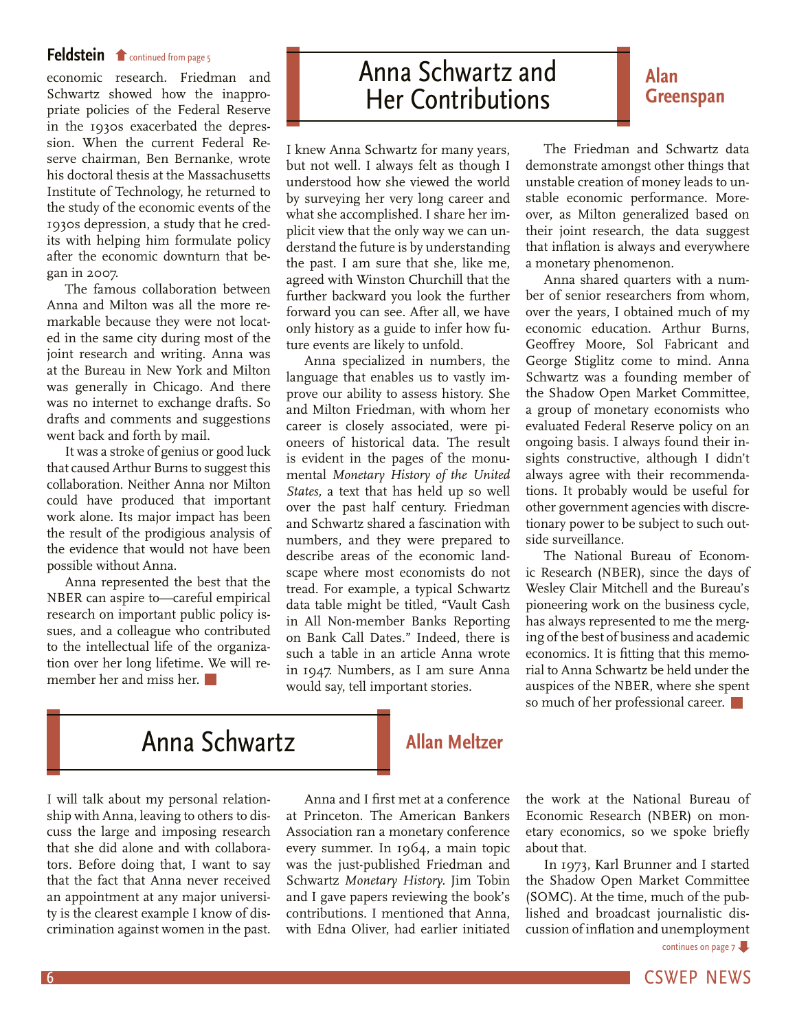**Feldstein** continued from page 5

economic research. Friedman and Schwartz showed how the inappropriate policies of the Federal Reserve in the 1930s exacerbated the depression. When the current Federal Reserve chairman, Ben Bernanke, wrote his doctoral thesis at the Massachusetts Institute of Technology, he returned to the study of the economic events of the 1930s depression, a study that he credits with helping him formulate policy after the economic downturn that began in 2007.

The famous collaboration between Anna and Milton was all the more remarkable because they were not located in the same city during most of the joint research and writing. Anna was at the Bureau in New York and Milton was generally in Chicago. And there was no internet to exchange drafts. So drafts and comments and suggestions went back and forth by mail.

It was a stroke of genius or good luck that caused Arthur Burns to suggest this collaboration. Neither Anna nor Milton could have produced that important work alone. Its major impact has been the result of the prodigious analysis of the evidence that would not have been possible without Anna.

Anna represented the best that the NBER can aspire to—careful empirical research on important public policy issues, and a colleague who contributed to the intellectual life of the organization over her long lifetime. We will remember her and miss her.

## Anna Schwartz and Her Contributions

**Alan Greenspan**

I knew Anna Schwartz for many years, but not well. I always felt as though I understood how she viewed the world by surveying her very long career and what she accomplished. I share her implicit view that the only way we can understand the future is by understanding the past. I am sure that she, like me, agreed with Winston Churchill that the further backward you look the further forward you can see. After all, we have only history as a guide to infer how future events are likely to unfold.

Anna specialized in numbers, the language that enables us to vastly improve our ability to assess history. She and Milton Friedman, with whom her career is closely associated, were pioneers of historical data. The result is evident in the pages of the monumental *Monetary History of the United States,* a text that has held up so well over the past half century. Friedman and Schwartz shared a fascination with numbers, and they were prepared to describe areas of the economic landscape where most economists do not tread. For example, a typical Schwartz data table might be titled, "Vault Cash in All Non-member Banks Reporting on Bank Call Dates." Indeed, there is such a table in an article Anna wrote in 1947. Numbers, as I am sure Anna would say, tell important stories.

The Friedman and Schwartz data demonstrate amongst other things that unstable creation of money leads to unstable economic performance. Moreover, as Milton generalized based on their joint research, the data suggest that inflation is always and everywhere a monetary phenomenon.

Anna shared quarters with a number of senior researchers from whom, over the years, I obtained much of my economic education. Arthur Burns, Geoffrey Moore, Sol Fabricant and George Stiglitz come to mind. Anna Schwartz was a founding member of the Shadow Open Market Committee, a group of monetary economists who evaluated Federal Reserve policy on an ongoing basis. I always found their insights constructive, although I didn't always agree with their recommendations. It probably would be useful for other government agencies with discretionary power to be subject to such outside surveillance.

The National Bureau of Economic Research (NBER), since the days of Wesley Clair Mitchell and the Bureau's pioneering work on the business cycle, has always represented to me the merging of the best of business and academic economics. It is fitting that this memorial to Anna Schwartz be held under the auspices of the NBER, where she spent so much of her professional career.

## Anna Schwartz

**Allan Meltzer**

I will talk about my personal relationship with Anna, leaving to others to discuss the large and imposing research that she did alone and with collaborators. Before doing that, I want to say that the fact that Anna never received an appointment at any major university is the clearest example I know of discrimination against women in the past.

Anna and I first met at a conference at Princeton. The American Bankers Association ran a monetary conference every summer. In 1964, a main topic was the just-published Friedman and Schwartz *Monetary History*. Jim Tobin and I gave papers reviewing the book's contributions. I mentioned that Anna, with Edna Oliver, had earlier initiated the work at the National Bureau of Economic Research (NBER) on monetary economics, so we spoke briefly about that.

In 1973, Karl Brunner and I started the Shadow Open Market Committee (SOMC). At the time, much of the published and broadcast journalistic discussion of inflation and unemployment

continues on page 7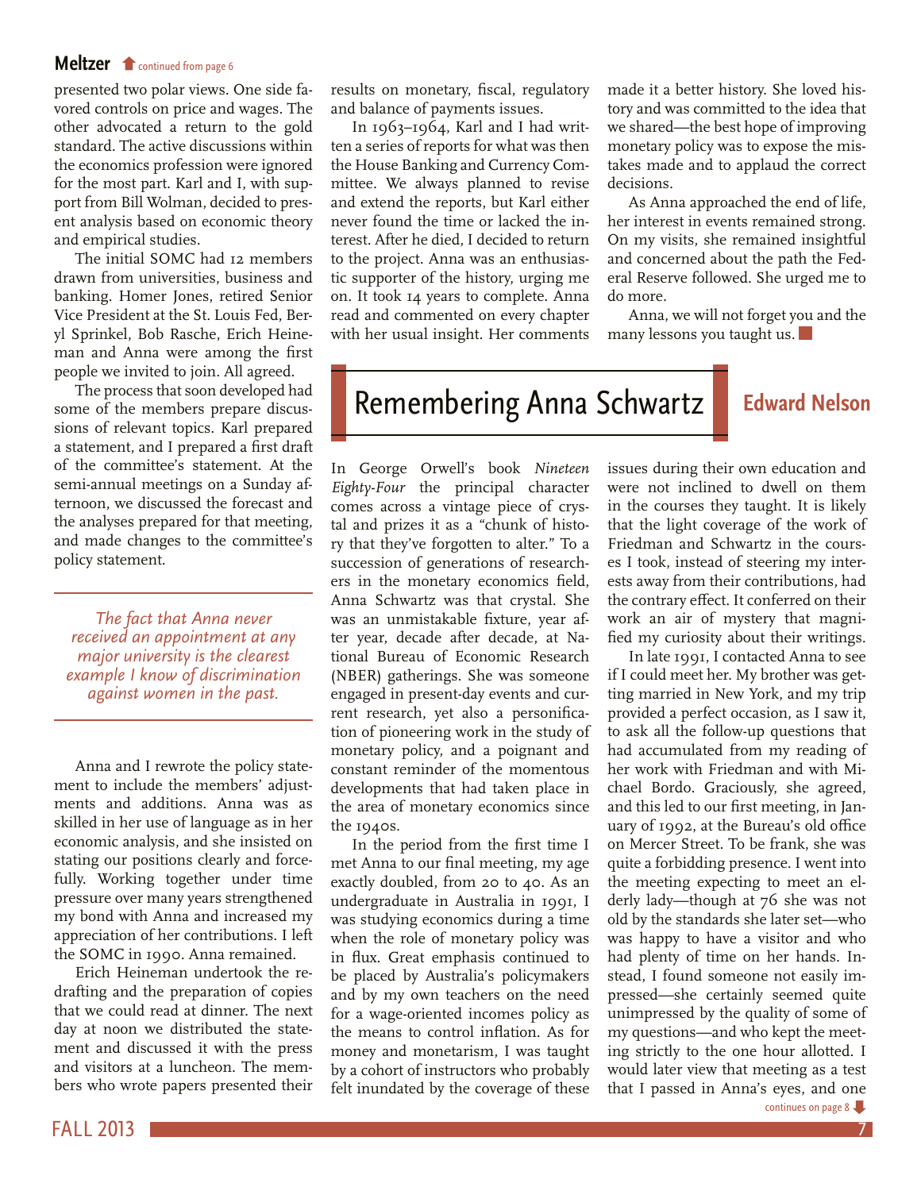## Meltzer (continued from page 6)

presented two polar views. One side favored controls on price and wages. The other advocated a return to the gold standard. The active discussions within the economics profession were ignored for the most part. Karl and I, with support from Bill Wolman, decided to present analysis based on economic theory and empirical studies.

The initial SOMC had 12 members drawn from universities, business and banking. Homer Jones, retired Senior Vice President at the St. Louis Fed, Beryl Sprinkel, Bob Rasche, Erich Heineman and Anna were among the first people we invited to join. All agreed.

The process that soon developed had some of the members prepare discussions of relevant topics. Karl prepared a statement, and I prepared a first draft of the committee's statement. At the semi-annual meetings on a Sunday afternoon, we discussed the forecast and the analyses prepared for that meeting, and made changes to the committee's policy statement.

> *The fact that Anna never received an appointment at any major university is the clearest example I know of discrimination against women in the past.*

Anna and I rewrote the policy statement to include the members' adjustments and additions. Anna was as skilled in her use of language as in her economic analysis, and she insisted on stating our positions clearly and forcefully. Working together under time pressure over many years strengthened my bond with Anna and increased my appreciation of her contributions. I left the SOMC in 1990. Anna remained.

Erich Heineman undertook the redrafting and the preparation of copies that we could read at dinner. The next day at noon we distributed the statement and discussed it with the press and visitors at a luncheon. The members who wrote papers presented their results on monetary, fiscal, regulatory and balance of payments issues.

In 1963–1964, Karl and I had written a series of reports for what was then the House Banking and Currency Committee. We always planned to revise and extend the reports, but Karl either never found the time or lacked the interest. After he died, I decided to return to the project. Anna was an enthusiastic supporter of the history, urging me on. It took 14 years to complete. Anna read and commented on every chapter with her usual insight. Her comments made it a better history. She loved history and was committed to the idea that we shared—the best hope of improving monetary policy was to expose the mistakes made and to applaud the correct decisions.

As Anna approached the end of life, her interest in events remained strong. On my visits, she remained insightful and concerned about the path the Federal Reserve followed. She urged me to do more.

Anna, we will not forget you and the many lessons you taught us.

# Remembering Anna Schwartz

**Edward Nelson**

In George Orwell's book *Nineteen Eighty-Four* the principal character comes across a vintage piece of crystal and prizes it as a "chunk of history that they've forgotten to alter." To a succession of generations of researchers in the monetary economics field, Anna Schwartz was that crystal. She was an unmistakable fixture, year after year, decade after decade, at National Bureau of Economic Research (NBER) gatherings. She was someone engaged in present-day events and current research, yet also a personification of pioneering work in the study of monetary policy, and a poignant and constant reminder of the momentous developments that had taken place in the area of monetary economics since the 1940s.

In the period from the first time I met Anna to our final meeting, my age exactly doubled, from 20 to 40. As an undergraduate in Australia in 1991, I was studying economics during a time when the role of monetary policy was in flux. Great emphasis continued to be placed by Australia's policymakers and by my own teachers on the need for a wage-oriented incomes policy as the means to control inflation. As for money and monetarism, I was taught by a cohort of instructors who probably felt inundated by the coverage of these issues during their own education and were not inclined to dwell on them in the courses they taught. It is likely that the light coverage of the work of Friedman and Schwartz in the courses I took, instead of steering my interests away from their contributions, had the contrary effect. It conferred on their work an air of mystery that magnified my curiosity about their writings.

In late 1991, I contacted Anna to see if I could meet her. My brother was getting married in New York, and my trip provided a perfect occasion, as I saw it, to ask all the follow-up questions that had accumulated from my reading of her work with Friedman and with Michael Bordo. Graciously, she agreed, and this led to our first meeting, in January of 1992, at the Bureau's old office on Mercer Street. To be frank, she was quite a forbidding presence. I went into the meeting expecting to meet an elderly lady—though at 76 she was not old by the standards she later set—who was happy to have a visitor and who had plenty of time on her hands. Instead, I found someone not easily impressed—she certainly seemed quite unimpressed by the quality of some of my questions—and who kept the meeting strictly to the one hour allotted. I would later view that meeting as a test that I passed in Anna's eyes, and one

continues on page 8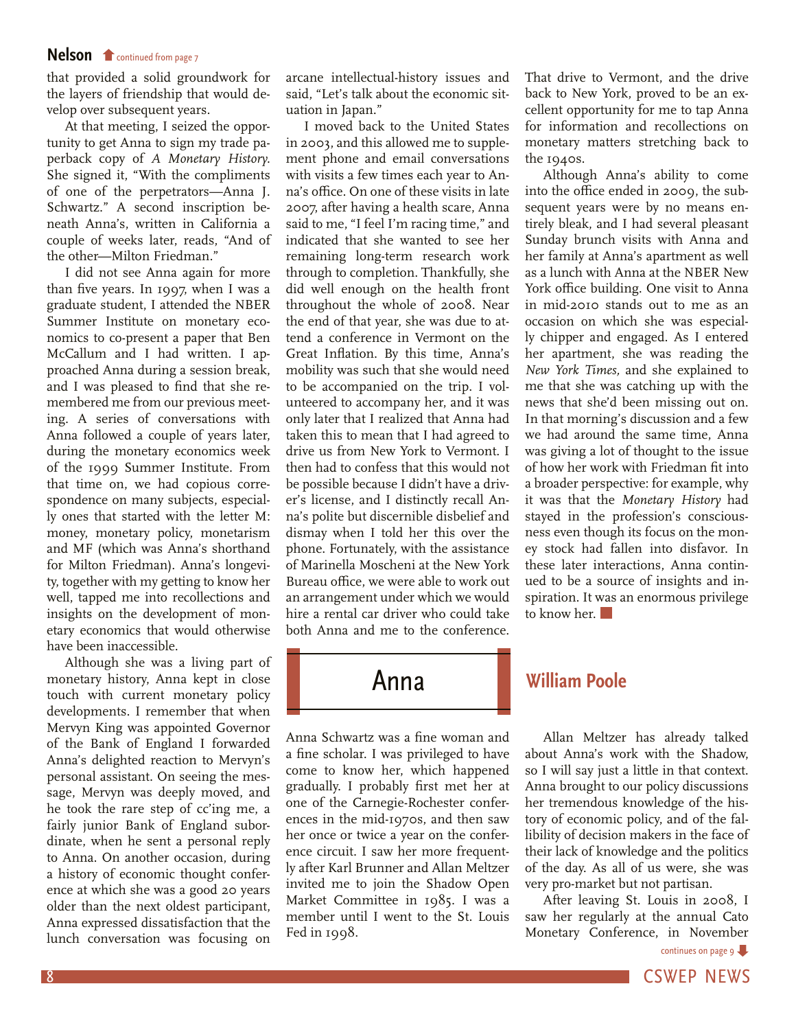## Nelson continued from page 7

that provided a solid groundwork for the layers of friendship that would develop over subsequent years.

At that meeting, I seized the opportunity to get Anna to sign my trade paperback copy of *A Monetary History*. She signed it, "With the compliments of one of the perpetrators—Anna J. Schwartz." A second inscription beneath Anna's, written in California a couple of weeks later, reads, "And of the other—Milton Friedman."

I did not see Anna again for more than five years. In 1997, when I was a graduate student, I attended the NBER Summer Institute on monetary economics to co-present a paper that Ben McCallum and I had written. I approached Anna during a session break, and I was pleased to find that she remembered me from our previous meeting. A series of conversations with Anna followed a couple of years later, during the monetary economics week of the 1999 Summer Institute. From that time on, we had copious correspondence on many subjects, especially ones that started with the letter M: money, monetary policy, monetarism and MF (which was Anna's shorthand for Milton Friedman). Anna's longevity, together with my getting to know her well, tapped me into recollections and insights on the development of monetary economics that would otherwise have been inaccessible.

Although she was a living part of monetary history, Anna kept in close touch with current monetary policy developments. I remember that when Mervyn King was appointed Governor of the Bank of England I forwarded Anna's delighted reaction to Mervyn's personal assistant. On seeing the message, Mervyn was deeply moved, and he took the rare step of cc'ing me, a fairly junior Bank of England subordinate, when he sent a personal reply to Anna. On another occasion, during a history of economic thought conference at which she was a good 20 years older than the next oldest participant, Anna expressed dissatisfaction that the lunch conversation was focusing on arcane intellectual-history issues and said, "Let's talk about the economic situation in Japan."

I moved back to the United States in 2003, and this allowed me to supplement phone and email conversations with visits a few times each year to Anna's office. On one of these visits in late 2007, after having a health scare, Anna said to me, "I feel I'm racing time," and indicated that she wanted to see her remaining long-term research work through to completion. Thankfully, she did well enough on the health front throughout the whole of 2008. Near the end of that year, she was due to attend a conference in Vermont on the Great Inflation. By this time, Anna's mobility was such that she would need to be accompanied on the trip. I volunteered to accompany her, and it was only later that I realized that Anna had taken this to mean that I had agreed to drive us from New York to Vermont. I then had to confess that this would not be possible because I didn't have a driver's license, and I distinctly recall Anna's polite but discernible disbelief and dismay when I told her this over the phone. Fortunately, with the assistance of Marinella Moscheni at the New York Bureau office, we were able to work out an arrangement under which we would hire a rental car driver who could take both Anna and me to the conference. That drive to Vermont, and the drive back to New York, proved to be an excellent opportunity for me to tap Anna for information and recollections on monetary matters stretching back to the 1940s.

Although Anna's ability to come into the office ended in 2009, the subsequent years were by no means entirely bleak, and I had several pleasant Sunday brunch visits with Anna and her family at Anna's apartment as well as a lunch with Anna at the NBER New York office building. One visit to Anna in mid-2010 stands out to me as an occasion on which she was especially chipper and engaged. As I entered her apartment, she was reading the *New York Times,* and she explained to me that she was catching up with the news that she'd been missing out on. In that morning's discussion and a few we had around the same time, Anna was giving a lot of thought to the issue of how her work with Friedman fit into a broader perspective: for example, why it was that the *Monetary History* had stayed in the profession's consciousness even though its focus on the money stock had fallen into disfavor. In these later interactions, Anna continued to be a source of insights and inspiration. It was an enormous privilege to know her.

## Anna

Anna Schwartz was a fine woman and a fine scholar. I was privileged to have come to know her, which happened gradually. I probably first met her at one of the Carnegie-Rochester conferences in the mid-1970s, and then saw her once or twice a year on the conference circuit. I saw her more frequently after Karl Brunner and Allan Meltzer invited me to join the Shadow Open Market Committee in 1985. I was a member until I went to the St. Louis Fed in 1998.

## William Poole

Allan Meltzer has already talked about Anna's work with the Shadow, so I will say just a little in that context. Anna brought to our policy discussions her tremendous knowledge of the history of economic policy, and of the fallibility of decision makers in the face of their lack of knowledge and the politics of the day. As all of us were, she was very pro-market but not partisan.

After leaving St. Louis in 2008, I saw her regularly at the annual Cato Monetary Conference, in November

continues on page 9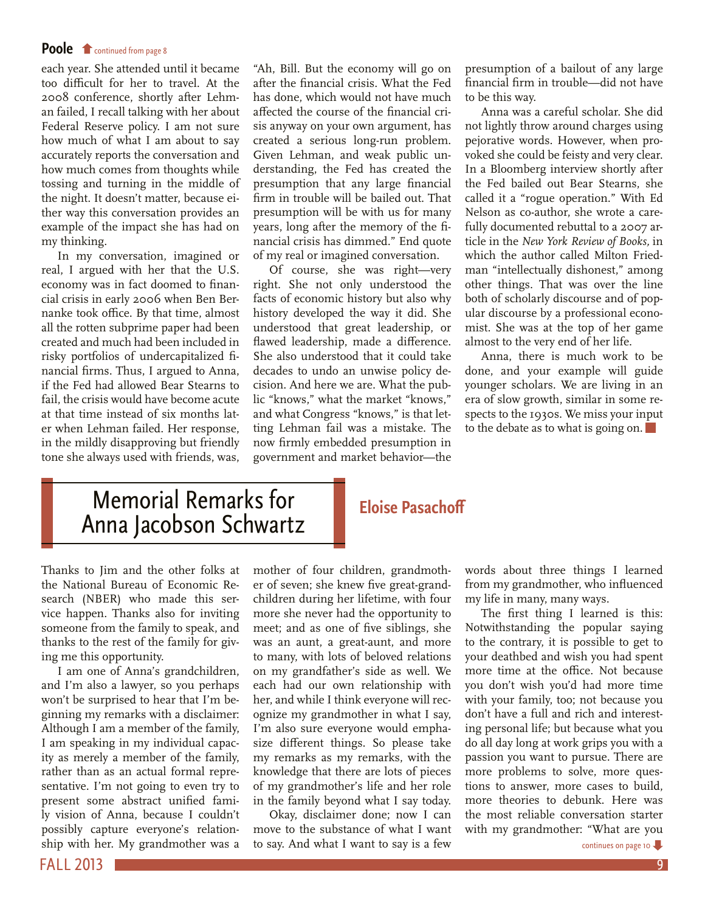**Poole** continued from page 8

each year. She attended until it became too difficult for her to travel. At the 2008 conference, shortly after Lehman failed, I recall talking with her about Federal Reserve policy. I am not sure how much of what I am about to say accurately reports the conversation and how much comes from thoughts while tossing and turning in the middle of the night. It doesn't matter, because either way this conversation provides an example of the impact she has had on my thinking.

In my conversation, imagined or real, I argued with her that the U.S. economy was in fact doomed to financial crisis in early 2006 when Ben Bernanke took office. By that time, almost all the rotten subprime paper had been created and much had been included in risky portfolios of undercapitalized financial firms. Thus, I argued to Anna, if the Fed had allowed Bear Stearns to fail, the crisis would have become acute at that time instead of six months later when Lehman failed. Her response, in the mildly disapproving but friendly tone she always used with friends, was, "Ah, Bill. But the economy will go on after the financial crisis. What the Fed has done, which would not have much affected the course of the financial crisis anyway on your own argument, has created a serious long-run problem. Given Lehman, and weak public understanding, the Fed has created the presumption that any large financial firm in trouble will be bailed out. That presumption will be with us for many years, long after the memory of the financial crisis has dimmed." End quote of my real or imagined conversation.

Of course, she was right—very right. She not only understood the facts of economic history but also why history developed the way it did. She understood that great leadership, or flawed leadership, made a difference. She also understood that it could take decades to undo an unwise policy decision. And here we are. What the public "knows," what the market "knows," and what Congress "knows," is that letting Lehman fail was a mistake. The now firmly embedded presumption in government and market behavior—the presumption of a bailout of any large financial firm in trouble—did not have to be this way.

Anna was a careful scholar. She did not lightly throw around charges using pejorative words. However, when provoked she could be feisty and very clear. In a Bloomberg interview shortly after the Fed bailed out Bear Stearns, she called it a "rogue operation." With Ed Nelson as co-author, she wrote a carefully documented rebuttal to a 2007 article in the *New York Review of Books,* in which the author called Milton Friedman "intellectually dishonest," among other things. That was over the line both of scholarly discourse and of popular discourse by a professional economist. She was at the top of her game almost to the very end of her life.

Anna, there is much work to be done, and your example will guide younger scholars. We are living in an era of slow growth, similar in some respects to the 1930s. We miss your input to the debate as to what is going on.

# Memorial Remarks for Anna Jacobson Schwartz

**Eloise Pasachoff**

Thanks to Jim and the other folks at the National Bureau of Economic Research (NBER) who made this service happen. Thanks also for inviting someone from the family to speak, and thanks to the rest of the family for giving me this opportunity.

I am one of Anna's grandchildren, and I'm also a lawyer, so you perhaps won't be surprised to hear that I'm beginning my remarks with a disclaimer: Although I am a member of the family, I am speaking in my individual capacity as merely a member of the family, rather than as an actual formal representative. I'm not going to even try to present some abstract unified family vision of Anna, because I couldn't possibly capture everyone's relationship with her. My grandmother was a mother of four children, grandmother of seven; she knew five great-grandchildren during her lifetime, with four more she never had the opportunity to meet; and as one of five siblings, she was an aunt, a great-aunt, and more to many, with lots of beloved relations on my grandfather's side as well. We each had our own relationship with her, and while I think everyone will recognize my grandmother in what I say, I'm also sure everyone would emphasize different things. So please take my remarks as my remarks, with the knowledge that there are lots of pieces of my grandmother's life and her role in the family beyond what I say today.

Okay, disclaimer done; now I can move to the substance of what I want to say. And what I want to say is a few words about three things I learned from my grandmother, who influenced my life in many, many ways.

The first thing I learned is this: Notwithstanding the popular saying to the contrary, it is possible to get to your deathbed and wish you had spent more time at the office. Not because you don't wish you'd had more time with your family, too; not because you don't have a full and rich and interesting personal life; but because what you do all day long at work grips you with a passion you want to pursue. There are more problems to solve, more questions to answer, more cases to build, more theories to debunk. Here was the most reliable conversation starter with my grandmother: "What are you

continues on page 10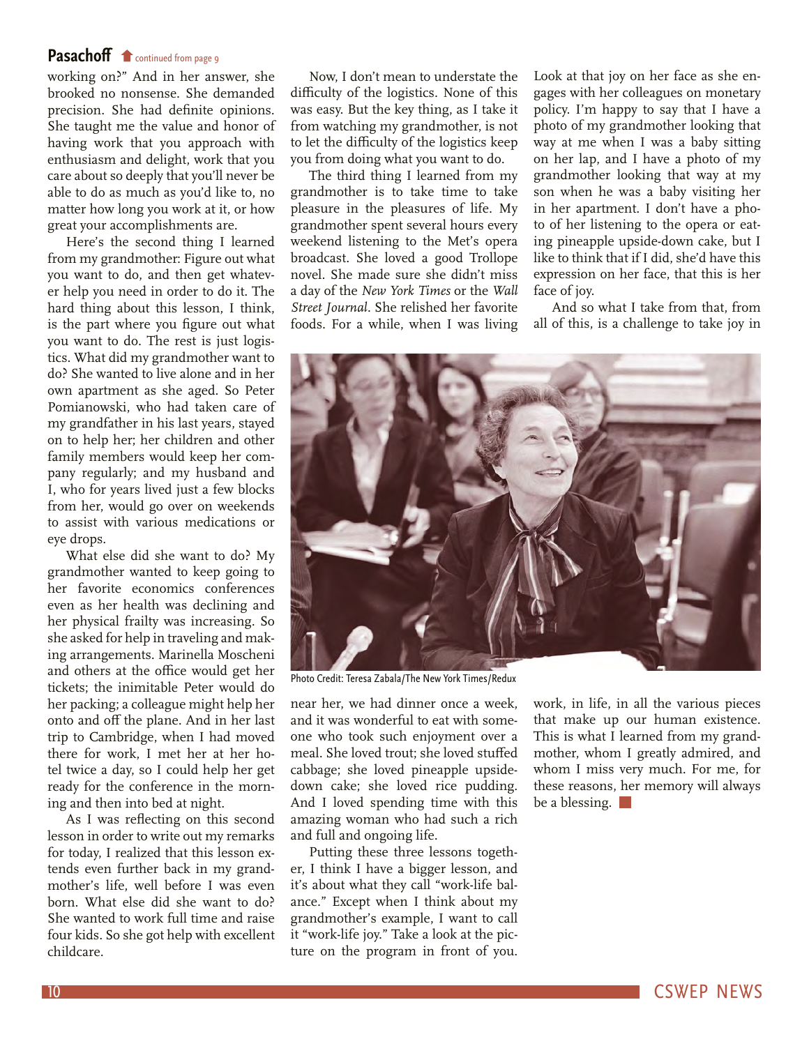**Pasachoff** continued from page 9

working on?" And in her answer, she brooked no nonsense. She demanded precision. She had definite opinions. She taught me the value and honor of having work that you approach with enthusiasm and delight, work that you care about so deeply that you'll never be able to do as much as you'd like to, no matter how long you work at it, or how great your accomplishments are.

Here's the second thing I learned from my grandmother: Figure out what you want to do, and then get whatever help you need in order to do it. The hard thing about this lesson, I think, is the part where you figure out what you want to do. The rest is just logistics. What did my grandmother want to do? She wanted to live alone and in her own apartment as she aged. So Peter Pomianowski, who had taken care of my grandfather in his last years, stayed on to help her; her children and other family members would keep her company regularly; and my husband and I, who for years lived just a few blocks from her, would go over on weekends to assist with various medications or eye drops.

What else did she want to do? My grandmother wanted to keep going to her favorite economics conferences even as her health was declining and her physical frailty was increasing. So she asked for help in traveling and making arrangements. Marinella Moscheni and others at the office would get her tickets; the inimitable Peter would do her packing; a colleague might help her onto and off the plane. And in her last trip to Cambridge, when I had moved there for work, I met her at her hotel twice a day, so I could help her get ready for the conference in the morning and then into bed at night.

As I was reflecting on this second lesson in order to write out my remarks for today, I realized that this lesson extends even further back in my grandmother's life, well before I was even born. What else did she want to do? She wanted to work full time and raise four kids. So she got help with excellent childcare.

Now, I don't mean to understate the difficulty of the logistics. None of this was easy. But the key thing, as I take it from watching my grandmother, is not to let the difficulty of the logistics keep you from doing what you want to do.

The third thing I learned from my grandmother is to take time to take pleasure in the pleasures of life. My grandmother spent several hours every weekend listening to the Met's opera broadcast. She loved a good Trollope novel. She made sure she didn't miss a day of the *New York Times* or the *Wall Street Journal*. She relished her favorite foods. For a while, when I was living near her, we had dinner once a week, and it was wonderful to eat with someone who took such enjoyment over a meal. She loved trout; she loved stuffed cabbage; she loved pineapple upside-down cake; she loved rice pudding. And I loved spending time with this amazing woman who had such a rich and full and ongoing life.

Putting these three lessons together, I think I have a bigger lesson, and it's about what they call "work-life balance." Except when I think about my grandmother's example, I want to call it "work-life joy." Take a look at the picture on the program in front of you. Look at that joy on her face as she engages with her colleagues on monetary policy. I'm happy to say that I have a photo of my grandmother looking that way at me when I was a baby sitting on her lap, and I have a photo of my grandmother looking that way at my son when he was a baby visiting her in her apartment. I don't have a photo of her listening to the opera or eating pineapple upside-down cake, but I like to think that if I did, she'd have this expression on her face, that this is her face of joy.

And so what I take from that, from all of this, is a challenge to take joy in work, in life, in all the various pieces that make up our human existence. This is what I learned from my grandmother, whom I greatly admired, and whom I miss very much. For me, for these reasons, her memory will always be a blessing.

Photo Credit: Teresa Zabala/The New York Times/Redux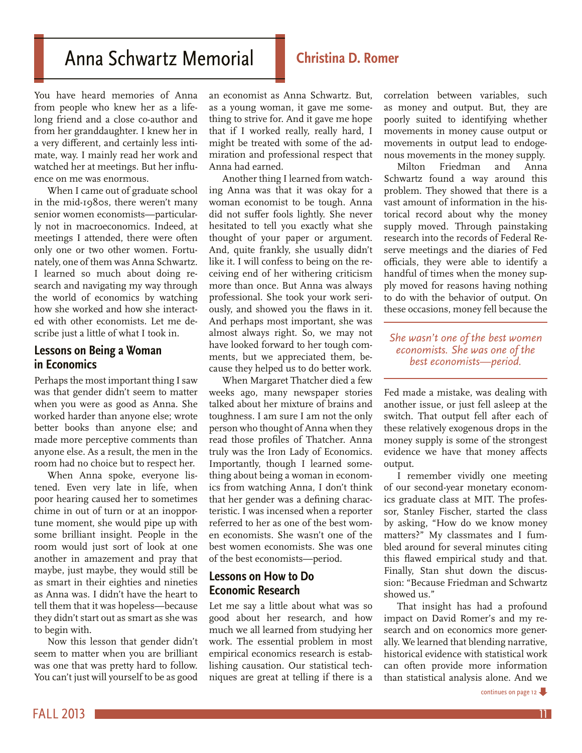# Anna Schwartz Memorial

**Christina D. Romer**

You have heard memories of Anna from people who knew her as a lifelong friend and a close co-author and from her granddaughter. I knew her in a very different, and certainly less intimate, way. I mainly read her work and watched her at meetings. But her influence on me was enormous.

When I came out of graduate school in the mid-1980s, there weren't many senior women economists—particularly not in macroeconomics. Indeed, at meetings I attended, there were often only one or two other women. Fortunately, one of them was Anna Schwartz. I learned so much about doing research and navigating my way through the world of economics by watching how she worked and how she interacted with other economists. Let me describe just a little of what I took in.

## Lessons on Being a Woman in Economics

Perhaps the most important thing I saw was that gender didn't seem to matter when you were as good as Anna. She worked harder than anyone else; wrote better books than anyone else; and made more perceptive comments than anyone else. As a result, the men in the room had no choice but to respect her.

When Anna spoke, everyone listened. Even very late in life, when poor hearing caused her to sometimes chime in out of turn or at an inopportune moment, she would pipe up with some brilliant insight. People in the room would just sort of look at one another in amazement and pray that maybe, just maybe, they would still be as smart in their eighties and nineties as Anna was. I didn't have the heart to tell them that it was hopeless—because they didn't start out as smart as she was to begin with.

Now this lesson that gender didn't seem to matter when you were brilliant was one that was pretty hard to follow. You can't just will yourself to be as good an economist as Anna Schwartz. But, as a young woman, it gave me something to strive for. And it gave me hope that if I worked really, really hard, I might be treated with some of the admiration and professional respect that Anna had earned.

Another thing I learned from watching Anna was that it was okay for a woman economist to be tough. Anna did not suffer fools lightly. She never hesitated to tell you exactly what she thought of your paper or argument. And, quite frankly, she usually didn't like it. I will confess to being on the receiving end of her withering criticism more than once. But Anna was always professional. She took your work seriously, and showed you the flaws in it. And perhaps most important, she was almost always right. So, we may not have looked forward to her tough comments, but we appreciated them, because they helped us to do better work.

When Margaret Thatcher died a few weeks ago, many newspaper stories talked about her mixture of brains and toughness. I am sure I am not the only person who thought of Anna when they read those profiles of Thatcher. Anna truly was the Iron Lady of Economics. Importantly, though I learned something about being a woman in economics from watching Anna, I don't think that her gender was a defining characteristic. I was incensed when a reporter referred to her as one of the best women economists. She wasn't one of the best women economists. She was one of the best economists—period.

## Lessons on How to Do Economic Research

Let me say a little about what was so good about her research, and how much we all learned from studying her work. The essential problem in most empirical economics research is establishing causation. Our statistical techniques are great at telling if there is a correlation between variables, such as money and output. But, they are poorly suited to identifying whether movements in money cause output or movements in output lead to endogenous movements in the money supply.

Milton Friedman and Anna Schwartz found a way around this problem. They showed that there is a vast amount of information in the historical record about why the money supply moved. Through painstaking research into the records of Federal Reserve meetings and the diaries of Fed officials, they were able to identify a handful of times when the money supply moved for reasons having nothing to do with the behavior of output. On these occasions, money fell because the Fed made a mistake, was dealing with another issue, or just fell asleep at the switch. That output fell after each of these relatively exogenous drops in the money supply is some of the strongest evidence we have that money affects output.

*She wasn't one of the best women economists. She was one of the best economists—period.*

I remember vividly one meeting of our second-year monetary economics graduate class at MIT. The professor, Stanley Fischer, started the class by asking, "How do we know money matters?" My classmates and I fumbled around for several minutes citing this flawed empirical study and that. Finally, Stan shut down the discussion: "Because Friedman and Schwartz showed us."

That insight has had a profound impact on David Romer's and my research and on economics more generally. We learned that blending narrative, historical evidence with statistical work can often provide more information than statistical analysis alone. And we

continues on page 12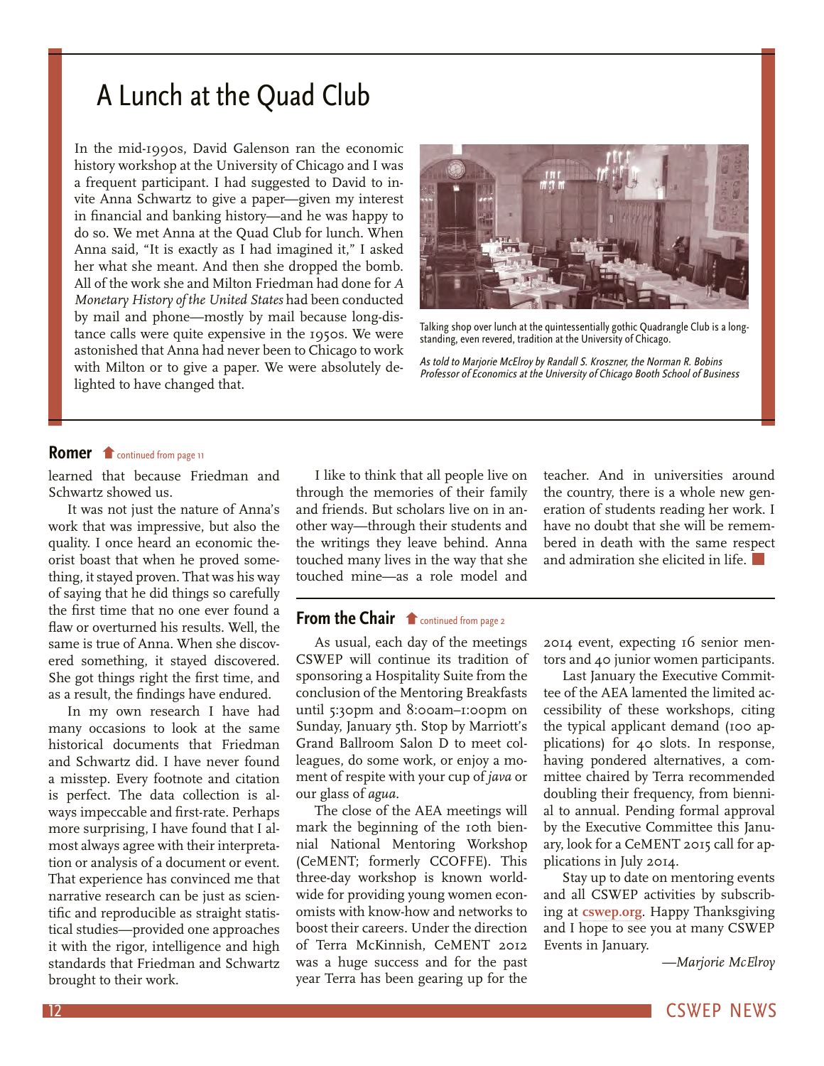# A Lunch at the Quad Club

In the mid-1990s, David Galenson ran the economic history workshop at the University of Chicago and I was a frequent participant. I had suggested to David to invite Anna Schwartz to give a paper—given my interest in financial and banking history—and he was happy to do so. We met Anna at the Quad Club for lunch. When Anna said, "It is exactly as I had imagined it," I asked her what she meant. And then she dropped the bomb. All of the work she and Milton Friedman had done for *A Monetary History of the United States* had been conducted by mail and phone—mostly by mail because long-distance calls were quite expensive in the 1950s. We were astonished that Anna had never been to Chicago to work with Milton or to give a paper. We were absolutely delighted to have changed that.

Talking shop over lunch at the quintessentially gothic Quadrangle Club is a long-standing, even revered, tradition at the University of Chicago.

*As told to Marjorie McElroy by Randall S. Kroszner, the Norman R. Bobins Professor of Economics at the University of Chicago Booth School of Business*

## Romer

continued from page 11

learned that because Friedman and Schwartz showed us.

It was not just the nature of Anna's work that was impressive, but also the quality. I once heard an economic theorist boast that when he proved something, it stayed proven. That was his way of saying that he did things so carefully the first time that no one ever found a flaw or overturned his results. Well, the same is true of Anna. When she discovered something, it stayed discovered. She got things right the first time, and as a result, the findings have endured.

In my own research I have had many occasions to look at the same historical documents that Friedman and Schwartz did. I have never found a misstep. Every footnote and citation is perfect. The data collection is always impeccable and first-rate. Perhaps more surprising, I have found that I almost always agree with their interpretation or analysis of a document or event. That experience has convinced me that narrative research can be just as scientific and reproducible as straight statistical studies—provided one approaches it with the rigor, intelligence and high standards that Friedman and Schwartz brought to their work.

I like to think that all people live on through the memories of their family and friends. But scholars live on in another way—through their students and the writings they leave behind. Anna touched many lives in the way that she touched mine—as a role model and teacher. And in universities around the country, there is a whole new generation of students reading her work. I have no doubt that she will be remembered in death with the same respect and admiration she elicited in life.

## From the Chair

continued from page 2

As usual, each day of the meetings CSWEP will continue its tradition of sponsoring a Hospitality Suite from the conclusion of the Mentoring Breakfasts until 5:30pm and 8:00am–1:00pm on Sunday, January 5th. Stop by Marriott's Grand Ballroom Salon D to meet colleagues, do some work, or enjoy a moment of respite with your cup of *java* or our glass of *agua*.

The close of the AEA meetings will mark the beginning of the 10th biennial National Mentoring Workshop (CeMENT; formerly CCOFFE). This three-day workshop is known worldwide for providing young women economists with know-how and networks to boost their careers. Under the direction of Terra McKinnish, CeMENT 2012 was a huge success and for the past year Terra has been gearing up for the 2014 event, expecting 16 senior mentors and 40 junior women participants.

Last January the Executive Committee of the AEA lamented the limited accessibility of these workshops, citing the typical applicant demand (100 applications) for 40 slots. In response, having pondered alternatives, a committee chaired by Terra recommended doubling their frequency, from biennial to annual. Pending formal approval by the Executive Committee this January, look for a CeMENT 2015 call for applications in July 2014.

Stay up to date on mentoring events and all CSWEP activities by subscribing at **cswep.org**. Happy Thanksgiving and I hope to see you at many CSWEP Events in January.

*—Marjorie McElroy*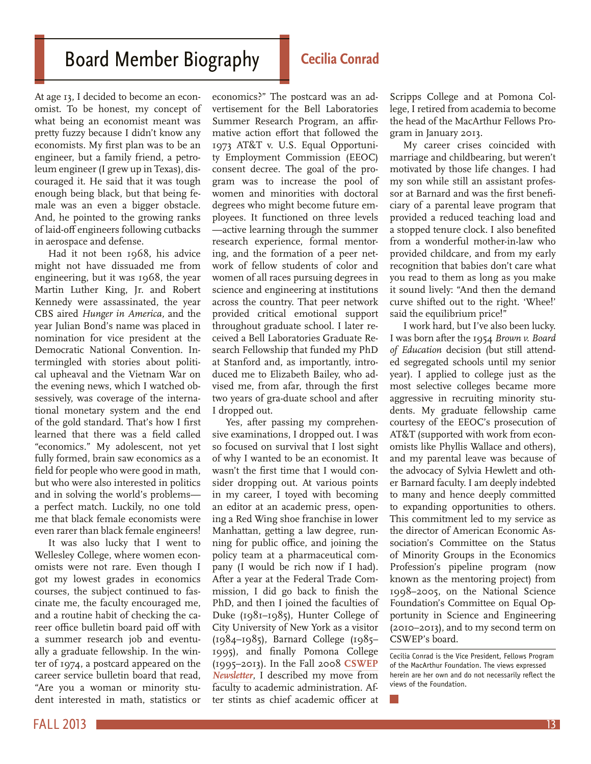# Board Member Biography

## Cecilia Conrad

At age 13, I decided to become an economist. To be honest, my concept of what being an economist meant was pretty fuzzy because I didn't know any economists. My first plan was to be an engineer, but a family friend, a petroleum engineer (I grew up in Texas), discouraged it. He said that it was tough enough being black, but that being female was an even a bigger obstacle. And, he pointed to the growing ranks of laid-off engineers following cutbacks in aerospace and defense.

Had it not been 1968, his advice might not have dissuaded me from engineering, but it was 1968, the year Martin Luther King, Jr. and Robert Kennedy were assassinated, the year CBS aired *Hunger in America,* and the year Julian Bond's name was placed in nomination for vice president at the Democratic National Convention. Intermingled with stories about political upheaval and the Vietnam War on the evening news, which I watched obsessively, was coverage of the international monetary system and the end of the gold standard. That's how I first learned that there was a field called "economics." My adolescent, not yet fully formed, brain saw economics as a field for people who were good in math, but who were also interested in politics and in solving the world's problems—a perfect match. Luckily, no one told me that black female economists were even rarer than black female engineers!

It was also lucky that I went to Wellesley College, where women economists were not rare. Even though I got my lowest grades in economics courses, the subject continued to fascinate me, the faculty encouraged me, and a routine habit of checking the career office bulletin board paid off with a summer research job and eventually a graduate fellowship. In the winter of 1974, a postcard appeared on the career service bulletin board that read, "Are you a woman or minority student interested in math, statistics or economics?" The postcard was an advertisement for the Bell Laboratories Summer Research Program, an affirmative action effort that followed the 1973 AT&T v. U.S. Equal Opportunity Employment Commission (EEOC) consent decree. The goal of the program was to increase the pool of women and minorities with doctoral degrees who might become future employees. It functioned on three levels—active learning through the summer research experience, formal mentoring, and the formation of a peer network of fellow students of color and women of all races pursuing degrees in science and engineering at institutions across the country. That peer network provided critical emotional support throughout graduate school. I later received a Bell Laboratories Graduate Research Fellowship that funded my PhD at Stanford and, as importantly, introduced me to Elizabeth Bailey, who advised me, from afar, through the first two years of gra-duate school and after I dropped out.

Yes, after passing my comprehensive examinations, I dropped out. I was so focused on survival that I lost sight of why I wanted to be an economist. It wasn't the first time that I would consider dropping out. At various points in my career, I toyed with becoming an editor at an academic press, opening a Red Wing shoe franchise in lower Manhattan, getting a law degree, running for public office, and joining the policy team at a pharmaceutical company (I would be rich now if I had). After a year at the Federal Trade Commission, I did go back to finish the PhD, and then I joined the faculties of Duke (1981–1985), Hunter College of City University of New York as a visitor (1984–1985), Barnard College (1985–1995), and finally Pomona College (1995–2013). In the Fall 2008 **CSWEP** ***Newsletter***, I described my move from faculty to academic administration. After stints as chief academic officer at Scripps College and at Pomona College, I retired from academia to become the head of the MacArthur Fellows Program in January 2013.

My career crises coincided with marriage and childbearing, but weren't motivated by those life changes. I had my son while still an assistant professor at Barnard and was the first beneficiary of a parental leave program that provided a reduced teaching load and a stopped tenure clock. I also benefited from a wonderful mother-in-law who provided childcare, and from my early recognition that babies don't care what you read to them as long as you make it sound lively: "And then the demand curve shifted out to the right. 'Whee!' said the equilibrium price!"

I work hard, but I've also been lucky. I was born after the 1954 *Brown v. Board of Education* decision (but still attended segregated schools until my senior year). I applied to college just as the most selective colleges became more aggressive in recruiting minority students. My graduate fellowship came courtesy of the EEOC's prosecution of AT&T (supported with work from economists like Phyllis Wallace and others), and my parental leave was because of the advocacy of Sylvia Hewlett and other Barnard faculty. I am deeply indebted to many and hence deeply committed to expanding opportunities to others. This commitment led to my service as the director of American Economic Association's Committee on the Status of Minority Groups in the Economics Profession's pipeline program (now known as the mentoring project) from 1998–2005, on the National Science Foundation's Committee on Equal Opportunity in Science and Engineering (2010–2013), and to my second term on CSWEP's board.

---

Cecilia Conrad is the Vice President, Fellows Program of the MacArthur Foundation. The views expressed herein are her own and do not necessarily reflect the views of the Foundation.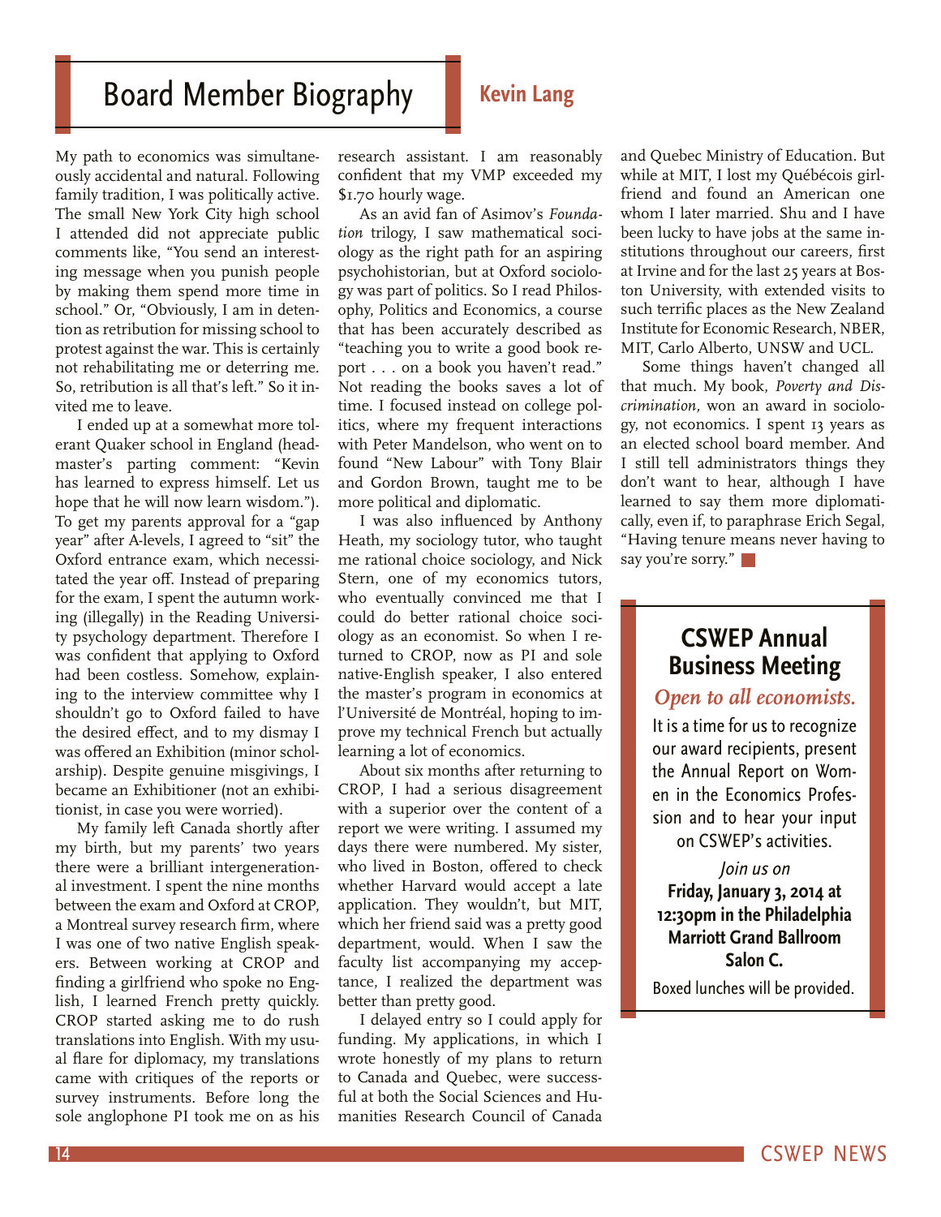# Board Member Biography

## Kevin Lang

My path to economics was simultaneously accidental and natural. Following family tradition, I was politically active. The small New York City high school I attended did not appreciate public comments like, "You send an interesting message when you punish people by making them spend more time in school." Or, "Obviously, I am in detention as retribution for missing school to protest against the war. This is certainly not rehabilitating me or deterring me. So, retribution is all that's left." So it invited me to leave.

I ended up at a somewhat more tolerant Quaker school in England (headmaster's parting comment: "Kevin has learned to express himself. Let us hope that he will now learn wisdom."). To get my parents approval for a "gap year" after A-levels, I agreed to "sit" the Oxford entrance exam, which necessitated the year off. Instead of preparing for the exam, I spent the autumn working (illegally) in the Reading University psychology department. Therefore I was confident that applying to Oxford had been costless. Somehow, explaining to the interview committee why I shouldn't go to Oxford failed to have the desired effect, and to my dismay I was offered an Exhibition (minor scholarship). Despite genuine misgivings, I became an Exhibitioner (not an exhibitionist, in case you were worried).

My family left Canada shortly after my birth, but my parents' two years there were a brilliant intergenerational investment. I spent the nine months between the exam and Oxford at CROP, a Montreal survey research firm, where I was one of two native English speakers. Between working at CROP and finding a girlfriend who spoke no English, I learned French pretty quickly. CROP started asking me to do rush translations into English. With my usual flare for diplomacy, my translations came with critiques of the reports or survey instruments. Before long the sole anglophone PI took me on as his research assistant. I am reasonably confident that my VMP exceeded my $1.70 hourly wage.

As an avid fan of Asimov's *Foundation* trilogy, I saw mathematical sociology as the right path for an aspiring psychohistorian, but at Oxford sociology was part of politics. So I read Philosophy, Politics and Economics, a course that has been accurately described as "teaching you to write a good book report . . . on a book you haven't read." Not reading the books saves a lot of time. I focused instead on college politics, where my frequent interactions with Peter Mandelson, who went on to found "New Labour" with Tony Blair and Gordon Brown, taught me to be more political and diplomatic.

I was also influenced by Anthony Heath, my sociology tutor, who taught me rational choice sociology, and Nick Stern, one of my economics tutors, who eventually convinced me that I could do better rational choice sociology as an economist. So when I returned to CROP, now as PI and sole native-English speaker, I also entered the master's program in economics at l'Université de Montréal, hoping to improve my technical French but actually learning a lot of economics.

About six months after returning to CROP, I had a serious disagreement with a superior over the content of a report we were writing. I assumed my days there were numbered. My sister, who lived in Boston, offered to check whether Harvard would accept a late application. They wouldn't, but MIT, which her friend said was a pretty good department, would. When I saw the faculty list accompanying my acceptance, I realized the department was better than pretty good.

I delayed entry so I could apply for funding. My applications, in which I wrote honestly of my plans to return to Canada and Quebec, were successful at both the Social Sciences and Humanities Research Council of Canada and Quebec Ministry of Education. But while at MIT, I lost my Québécois girlfriend and found an American one whom I later married. Shu and I have been lucky to have jobs at the same institutions throughout our careers, first at Irvine and for the last 25 years at Boston University, with extended visits to such terrific places as the New Zealand Institute for Economic Research, NBER, MIT, Carlo Alberto, UNSW and UCL.

Some things haven't changed all that much. My book, *Poverty and Discrimination,* won an award in sociology, not economics. I spent 13 years as an elected school board member. And I still tell administrators things they don't want to hear, although I have learned to say them more diplomatically, even if, to paraphrase Erich Segal, "Having tenure means never having to say you're sorry."

---

## CSWEP Annual Business Meeting

*Open to all economists.*

It is a time for us to recognize our award recipients, present the Annual Report on Women in the Economics Profession and to hear your input on CSWEP's activities.

*Join us on*

**Friday, January 3, 2014 at 12:30pm in the Philadelphia Marriott Grand Ballroom Salon C.**

Boxed lunches will be provided.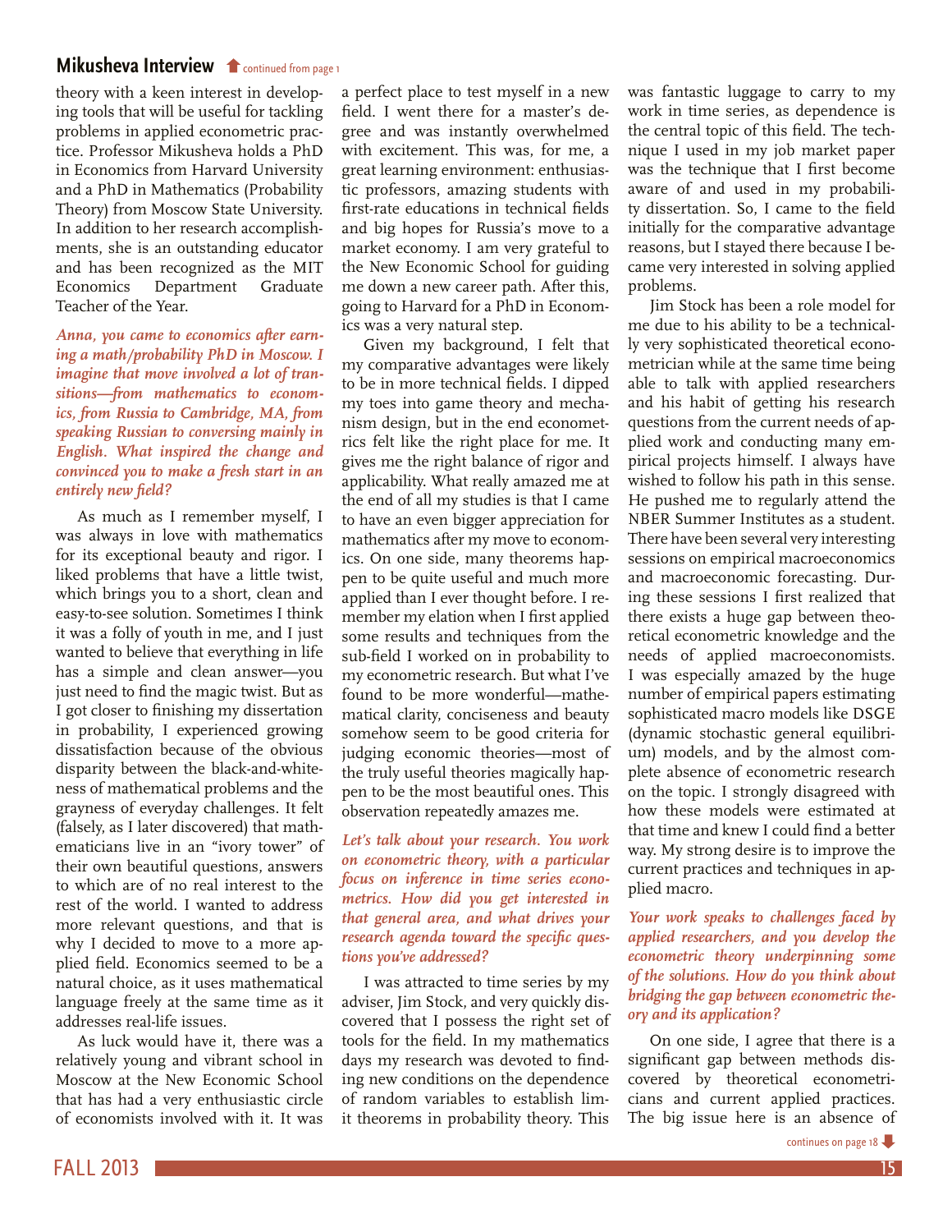## Mikusheva Interview

continued from page 1

theory with a keen interest in developing tools that will be useful for tackling problems in applied econometric practice. Professor Mikusheva holds a PhD in Economics from Harvard University and a PhD in Mathematics (Probability Theory) from Moscow State University. In addition to her research accomplishments, she is an outstanding educator and has been recognized as the MIT Economics Department Graduate Teacher of the Year.

*Anna, you came to economics after earning a math/probability PhD in Moscow. I imagine that move involved a lot of transitions—from mathematics to economics, from Russia to Cambridge, MA, from speaking Russian to conversing mainly in English. What inspired the change and convinced you to make a fresh start in an entirely new field?*

As much as I remember myself, I was always in love with mathematics for its exceptional beauty and rigor. I liked problems that have a little twist, which brings you to a short, clean and easy-to-see solution. Sometimes I think it was a folly of youth in me, and I just wanted to believe that everything in life has a simple and clean answer—you just need to find the magic twist. But as I got closer to finishing my dissertation in probability, I experienced growing dissatisfaction because of the obvious disparity between the black-and-whiteness of mathematical problems and the grayness of everyday challenges. It felt (falsely, as I later discovered) that mathematicians live in an "ivory tower" of their own beautiful questions, answers to which are of no real interest to the rest of the world. I wanted to address more relevant questions, and that is why I decided to move to a more applied field. Economics seemed to be a natural choice, as it uses mathematical language freely at the same time as it addresses real-life issues.

As luck would have it, there was a relatively young and vibrant school in Moscow at the New Economic School that has had a very enthusiastic circle of economists involved with it. It was a perfect place to test myself in a new field. I went there for a master's degree and was instantly overwhelmed with excitement. This was, for me, a great learning environment: enthusiastic professors, amazing students with first-rate educations in technical fields and big hopes for Russia's move to a market economy. I am very grateful to the New Economic School for guiding me down a new career path. After this, going to Harvard for a PhD in Economics was a very natural step.

Given my background, I felt that my comparative advantages were likely to be in more technical fields. I dipped my toes into game theory and mechanism design, but in the end econometrics felt like the right place for me. It gives me the right balance of rigor and applicability. What really amazed me at the end of all my studies is that I came to have an even bigger appreciation for mathematics after my move to economics. On one side, many theorems happen to be quite useful and much more applied than I ever thought before. I remember my elation when I first applied some results and techniques from the sub-field I worked on in probability to my econometric research. But what I've found to be more wonderful—mathematical clarity, conciseness and beauty somehow seem to be good criteria for judging economic theories—most of the truly useful theories magically happen to be the most beautiful ones. This observation repeatedly amazes me.

*Let's talk about your research. You work on econometric theory, with a particular focus on inference in time series econometrics. How did you get interested in that general area, and what drives your research agenda toward the specific questions you've addressed?*

I was attracted to time series by my adviser, Jim Stock, and very quickly discovered that I possess the right set of tools for the field. In my mathematics days my research was devoted to finding new conditions on the dependence of random variables to establish limit theorems in probability theory. This was fantastic luggage to carry to my work in time series, as dependence is the central topic of this field. The technique I used in my job market paper was the technique that I first become aware of and used in my probability dissertation. So, I came to the field initially for the comparative advantage reasons, but I stayed there because I became very interested in solving applied problems.

Jim Stock has been a role model for me due to his ability to be a technically very sophisticated theoretical econometrician while at the same time being able to talk with applied researchers and his habit of getting his research questions from the current needs of applied work and conducting many empirical projects himself. I always have wished to follow his path in this sense. He pushed me to regularly attend the NBER Summer Institutes as a student. There have been several very interesting sessions on empirical macroeconomics and macroeconomic forecasting. During these sessions I first realized that there exists a huge gap between theoretical econometric knowledge and the needs of applied macroeconomists. I was especially amazed by the huge number of empirical papers estimating sophisticated macro models like DSGE (dynamic stochastic general equilibrium) models, and by the almost complete absence of econometric research on the topic. I strongly disagreed with how these models were estimated at that time and knew I could find a better way. My strong desire is to improve the current practices and techniques in applied macro.

*Your work speaks to challenges faced by applied researchers, and you develop the econometric theory underpinning some of the solutions. How do you think about bridging the gap between econometric theory and its application?*

On one side, I agree that there is a significant gap between methods discovered by theoretical econometricians and current applied practices. The big issue here is an absence of

continues on page 18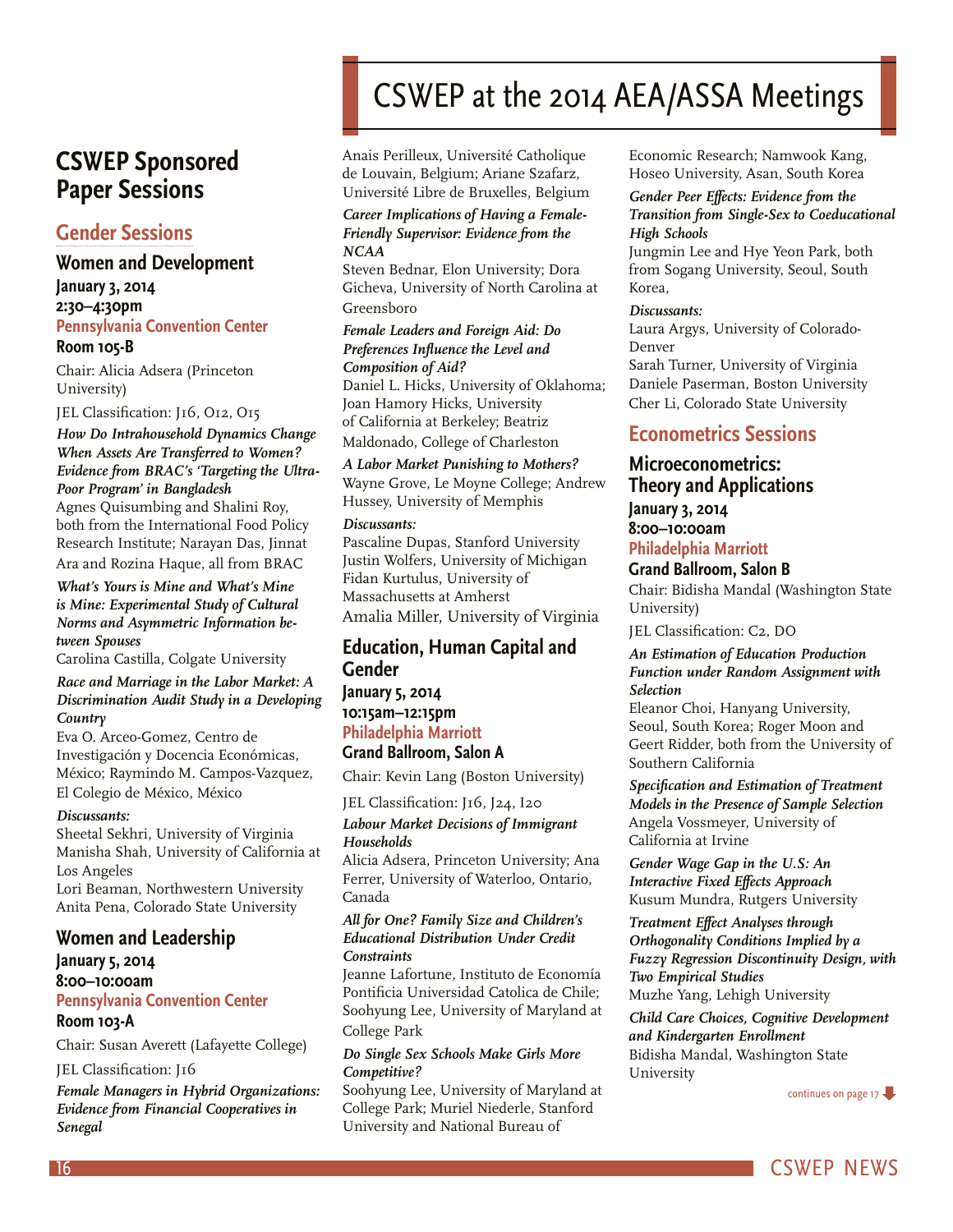# CSWEP at the 2014 AEA/ASSA Meetings

## CSWEP Sponsored Paper Sessions

### Gender Sessions

#### Women and Development

**January 3, 2014**
**2:30–4:30pm**
**Pennsylvania Convention Center**
**Room 105-B**

Chair: Alicia Adsera (Princeton University)

JEL Classification: J16, O12, O15

***How Do Intrahousehold Dynamics Change When Assets Are Transferred to Women? Evidence from BRAC's 'Targeting the Ultra-Poor Program' in Bangladesh***
Agnes Quisumbing and Shalini Roy, both from the International Food Policy Research Institute; Narayan Das, Jinnat Ara and Rozina Haque, all from BRAC

***What's Yours is Mine and What's Mine is Mine: Experimental Study of Cultural Norms and Asymmetric Information between Spouses***
Carolina Castilla, Colgate University

***Race and Marriage in the Labor Market: A Discrimination Audit Study in a Developing Country***
Eva O. Arceo-Gomez, Centro de Investigación y Docencia Económicas, México; Raymindo M. Campos-Vazquez, El Colegio de México, México

***Discussants:***
Sheetal Sekhri, University of Virginia
Manisha Shah, University of California at Los Angeles
Lori Beaman, Northwestern University
Anita Pena, Colorado State University

#### Women and Leadership

**January 5, 2014**
**8:00–10:00am**
**Pennsylvania Convention Center**
**Room 103-A**

Chair: Susan Averett (Lafayette College)

JEL Classification: J16

***Female Managers in Hybrid Organizations: Evidence from Financial Cooperatives in Senegal***
Anais Perilleux, Université Catholique de Louvain, Belgium; Ariane Szafarz, Université Libre de Bruxelles, Belgium

***Career Implications of Having a Female-Friendly Supervisor: Evidence from the NCAA***
Steven Bednar, Elon University; Dora Gicheva, University of North Carolina at Greensboro

***Female Leaders and Foreign Aid: Do Preferences Influence the Level and Composition of Aid?***
Daniel L. Hicks, University of Oklahoma; Joan Hamory Hicks, University of California at Berkeley; Beatriz Maldonado, College of Charleston

***A Labor Market Punishing to Mothers?***
Wayne Grove, Le Moyne College; Andrew Hussey, University of Memphis

***Discussants:***
Pascaline Dupas, Stanford University
Justin Wolfers, University of Michigan
Fidan Kurtulus, University of Massachusetts at Amherst
Amalia Miller, University of Virginia

#### Education, Human Capital and Gender

**January 5, 2014**
**10:15am–12:15pm**
**Philadelphia Marriott**
**Grand Ballroom, Salon A**

Chair: Kevin Lang (Boston University)

JEL Classification: J16, J24, I20

***Labour Market Decisions of Immigrant Households***
Alicia Adsera, Princeton University; Ana Ferrer, University of Waterloo, Ontario, Canada

***All for One? Family Size and Children's Educational Distribution Under Credit Constraints***
Jeanne Lafortune, Instituto de Economía Pontificia Universidad Catolica de Chile; Soohyung Lee, University of Maryland at College Park

***Do Single Sex Schools Make Girls More Competitive?***
Soohyung Lee, University of Maryland at College Park; Muriel Niederle, Stanford University and National Bureau of Economic Research; Namwook Kang, Hoseo University, Asan, South Korea

***Gender Peer Effects: Evidence from the Transition from Single-Sex to Coeducational High Schools***
Jungmin Lee and Hye Yeon Park, both from Sogang University, Seoul, South Korea,

***Discussants:***
Laura Argys, University of Colorado-Denver
Sarah Turner, University of Virginia
Daniele Paserman, Boston University
Cher Li, Colorado State University

### Econometrics Sessions

#### Microeconometrics: Theory and Applications

**January 3, 2014**
**8:00–10:00am**
**Philadelphia Marriott**
**Grand Ballroom, Salon B**

Chair: Bidisha Mandal (Washington State University)

JEL Classification: C2, DO

***An Estimation of Education Production Function under Random Assignment with Selection***
Eleanor Choi, Hanyang University, Seoul, South Korea; Roger Moon and Geert Ridder, both from the University of Southern California

***Specification and Estimation of Treatment Models in the Presence of Sample Selection***
Angela Vossmeyer, University of California at Irvine

***Gender Wage Gap in the U.S: An Interactive Fixed Effects Approach***
Kusum Mundra, Rutgers University

***Treatment Effect Analyses through Orthogonality Conditions Implied by a Fuzzy Regression Discontinuity Design, with Two Empirical Studies***
Muzhe Yang, Lehigh University

***Child Care Choices, Cognitive Development and Kindergarten Enrollment***
Bidisha Mandal, Washington State University

continues on page 17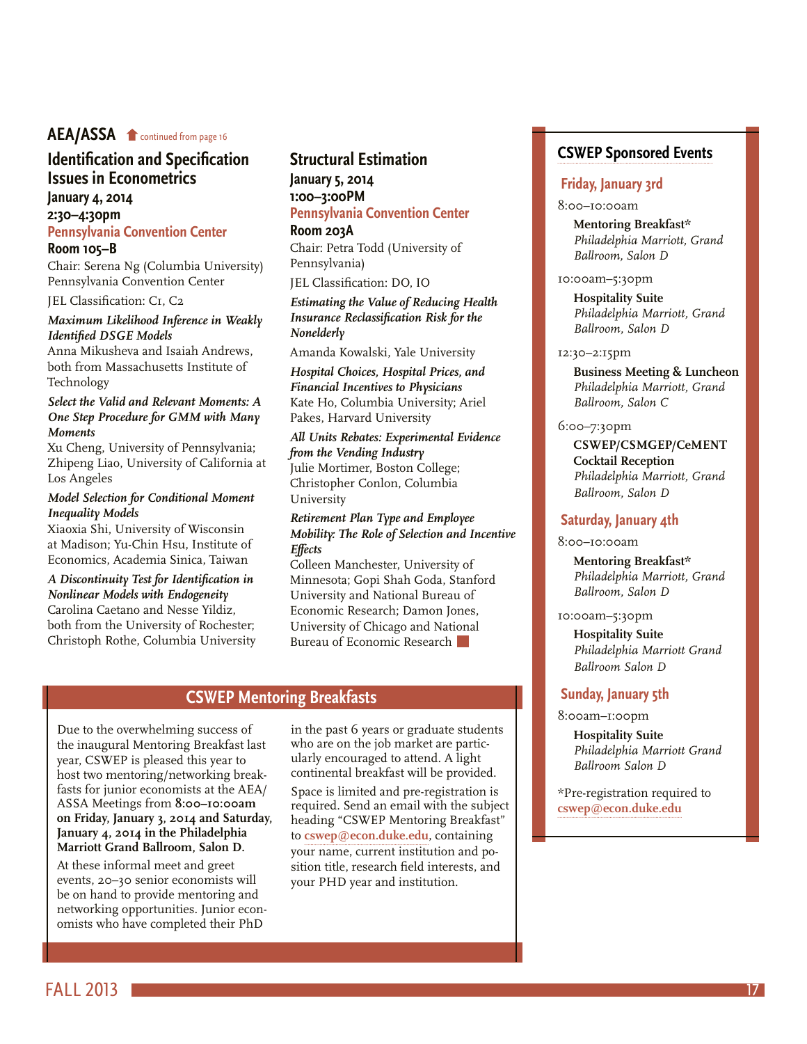## AEA/ASSA continued from page 16

### Identification and Specification Issues in Econometrics

**January 4, 2014**
**2:30–4:30pm**
**Pennsylvania Convention Center**
**Room 105–B**

Chair: Serena Ng (Columbia University) Pennsylvania Convention Center

JEL Classification: C1, C2

***Maximum Likelihood Inference in Weakly Identified DSGE Models***
Anna Mikusheva and Isaiah Andrews, both from Massachusetts Institute of Technology

***Select the Valid and Relevant Moments: A One Step Procedure for GMM with Many Moments***
Xu Cheng, University of Pennsylvania; Zhipeng Liao, University of California at Los Angeles

***Model Selection for Conditional Moment Inequality Models***
Xiaoxia Shi, University of Wisconsin at Madison; Yu-Chin Hsu, Institute of Economics, Academia Sinica, Taiwan

***A Discontinuity Test for Identification in Nonlinear Models with Endogeneity***
Carolina Caetano and Nesse Yildiz, both from the University of Rochester; Christoph Rothe, Columbia University

### Structural Estimation

**January 5, 2014**
**1:00–3:00PM**
**Pennsylvania Convention Center**
**Room 203A**

Chair: Petra Todd (University of Pennsylvania)

JEL Classification: DO, IO

***Estimating the Value of Reducing Health Insurance Reclassification Risk for the Nonelderly***
Amanda Kowalski, Yale University

***Hospital Choices, Hospital Prices, and Financial Incentives to Physicians***
Kate Ho, Columbia University; Ariel Pakes, Harvard University

***All Units Rebates: Experimental Evidence from the Vending Industry***
Julie Mortimer, Boston College; Christopher Conlon, Columbia University

***Retirement Plan Type and Employee Mobility: The Role of Selection and Incentive Effects***
Colleen Manchester, University of Minnesota; Gopi Shah Goda, Stanford University and National Bureau of Economic Research; Damon Jones, University of Chicago and National Bureau of Economic Research

## CSWEP Mentoring Breakfasts

Due to the overwhelming success of the inaugural Mentoring Breakfast last year, CSWEP is pleased this year to host two mentoring/networking breakfasts for junior economists at the AEA/ASSA Meetings from **8:00–10:00am on Friday, January 3, 2014 and Saturday, January 4, 2014 in the Philadelphia Marriott Grand Ballroom, Salon D.**

At these informal meet and greet events, 20–30 senior economists will be on hand to provide mentoring and networking opportunities. Junior economists who have completed their PhD in the past 6 years or graduate students who are on the job market are particularly encouraged to attend. A light continental breakfast will be provided.

Space is limited and pre-registration is required. Send an email with the subject heading "CSWEP Mentoring Breakfast" to **cswep@econ.duke.edu**, containing your name, current institution and position title, research field interests, and your PHD year and institution.

## CSWEP Sponsored Events

### Friday, January 3rd

8:00–10:00am
**Mentoring Breakfast***
*Philadelphia Marriott, Grand Ballroom, Salon D*

10:00am–5:30pm
**Hospitality Suite**
*Philadelphia Marriott, Grand Ballroom, Salon D*

12:30–2:15pm
**Business Meeting & Luncheon**
*Philadelphia Marriott, Grand Ballroom, Salon C*

6:00–7:30pm
**CSWEP/CSMGEP/CeMENT Cocktail Reception**
*Philadelphia Marriott, Grand Ballroom, Salon D*

### Saturday, January 4th

8:00–10:00am
**Mentoring Breakfast***
*Philadelphia Marriott, Grand Ballroom, Salon D*

10:00am–5:30pm
**Hospitality Suite**
*Philadelphia Marriott Grand Ballroom Salon D*

### Sunday, January 5th

8:00am–1:00pm
**Hospitality Suite**
*Philadelphia Marriott Grand Ballroom Salon D*

*Pre-registration required to **cswep@econ.duke.edu**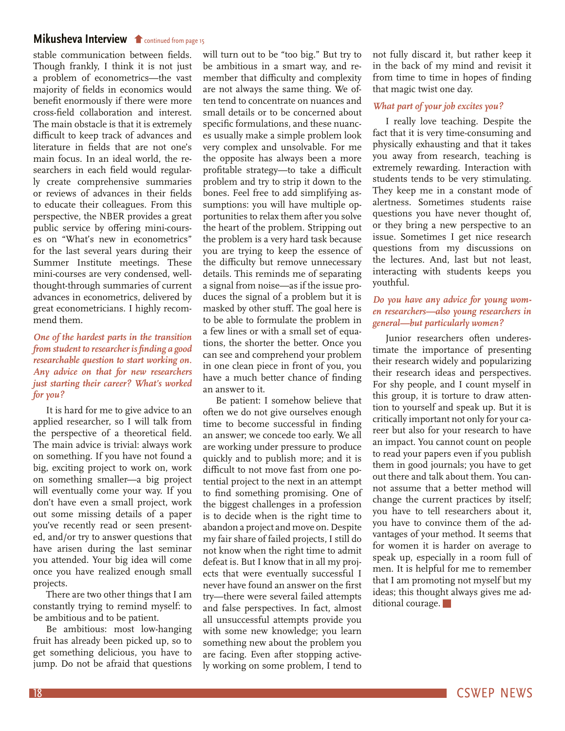## Mikusheva Interview ⬆ continued from page 15

stable communication between fields. Though frankly, I think it is not just a problem of econometrics—the vast majority of fields in economics would benefit enormously if there were more cross-field collaboration and interest. The main obstacle is that it is extremely difficult to keep track of advances and literature in fields that are not one's main focus. In an ideal world, the researchers in each field would regularly create comprehensive summaries or reviews of advances in their fields to educate their colleagues. From this perspective, the NBER provides a great public service by offering mini-courses on "What's new in econometrics" for the last several years during their Summer Institute meetings. These mini-courses are very condensed, well-thought-through summaries of current advances in econometrics, delivered by great econometricians. I highly recommend them.

*One of the hardest parts in the transition from student to researcher is finding a good researchable question to start working on. Any advice on that for new researchers just starting their career? What's worked for you?*

It is hard for me to give advice to an applied researcher, so I will talk from the perspective of a theoretical field. The main advice is trivial: always work on something. If you have not found a big, exciting project to work on, work on something smaller—a big project will eventually come your way. If you don't have even a small project, work out some missing details of a paper you've recently read or seen presented, and/or try to answer questions that have arisen during the last seminar you attended. Your big idea will come once you have realized enough small projects.

There are two other things that I am constantly trying to remind myself: to be ambitious and to be patient.

Be ambitious: most low-hanging fruit has already been picked up, so to get something delicious, you have to jump. Do not be afraid that questions will turn out to be "too big." But try to be ambitious in a smart way, and remember that difficulty and complexity are not always the same thing. We often tend to concentrate on nuances and small details or to be concerned about specific formulations, and these nuances usually make a simple problem look very complex and unsolvable. For me the opposite has always been a more profitable strategy—to take a difficult problem and try to strip it down to the bones. Feel free to add simplifying assumptions: you will have multiple opportunities to relax them after you solve the heart of the problem. Stripping out the problem is a very hard task because you are trying to keep the essence of the difficulty but remove unnecessary details. This reminds me of separating a signal from noise—as if the issue produces the signal of a problem but it is masked by other stuff. The goal here is to be able to formulate the problem in a few lines or with a small set of equations, the shorter the better. Once you can see and comprehend your problem in one clean piece in front of you, you have a much better chance of finding an answer to it.

Be patient: I somehow believe that often we do not give ourselves enough time to become successful in finding an answer; we concede too early. We all are working under pressure to produce quickly and to publish more; and it is difficult to not move fast from one potential project to the next in an attempt to find something promising. One of the biggest challenges in a profession is to decide when is the right time to abandon a project and move on. Despite my fair share of failed projects, I still do not know when the right time to admit defeat is. But I know that in all my projects that were eventually successful I never have found an answer on the first try—there were several failed attempts and false perspectives. In fact, almost all unsuccessful attempts provide you with some new knowledge; you learn something new about the problem you are facing. Even after stopping actively working on some problem, I tend to not fully discard it, but rather keep it in the back of my mind and revisit it from time to time in hopes of finding that magic twist one day.

*What part of your job excites you?*

I really love teaching. Despite the fact that it is very time-consuming and physically exhausting and that it takes you away from research, teaching is extremely rewarding. Interaction with students tends to be very stimulating. They keep me in a constant mode of alertness. Sometimes students raise questions you have never thought of, or they bring a new perspective to an issue. Sometimes I get nice research questions from my discussions on the lectures. And, last but not least, interacting with students keeps you youthful.

*Do you have any advice for young women researchers—also young researchers in general—but particularly women?*

Junior researchers often underestimate the importance of presenting their research widely and popularizing their research ideas and perspectives. For shy people, and I count myself in this group, it is torture to draw attention to yourself and speak up. But it is critically important not only for your career but also for your research to have an impact. You cannot count on people to read your papers even if you publish them in good journals; you have to get out there and talk about them. You cannot assume that a better method will change the current practices by itself; you have to tell researchers about it, you have to convince them of the advantages of your method. It seems that for women it is harder on average to speak up, especially in a room full of men. It is helpful for me to remember that I am promoting not myself but my ideas; this thought always gives me additional courage. ■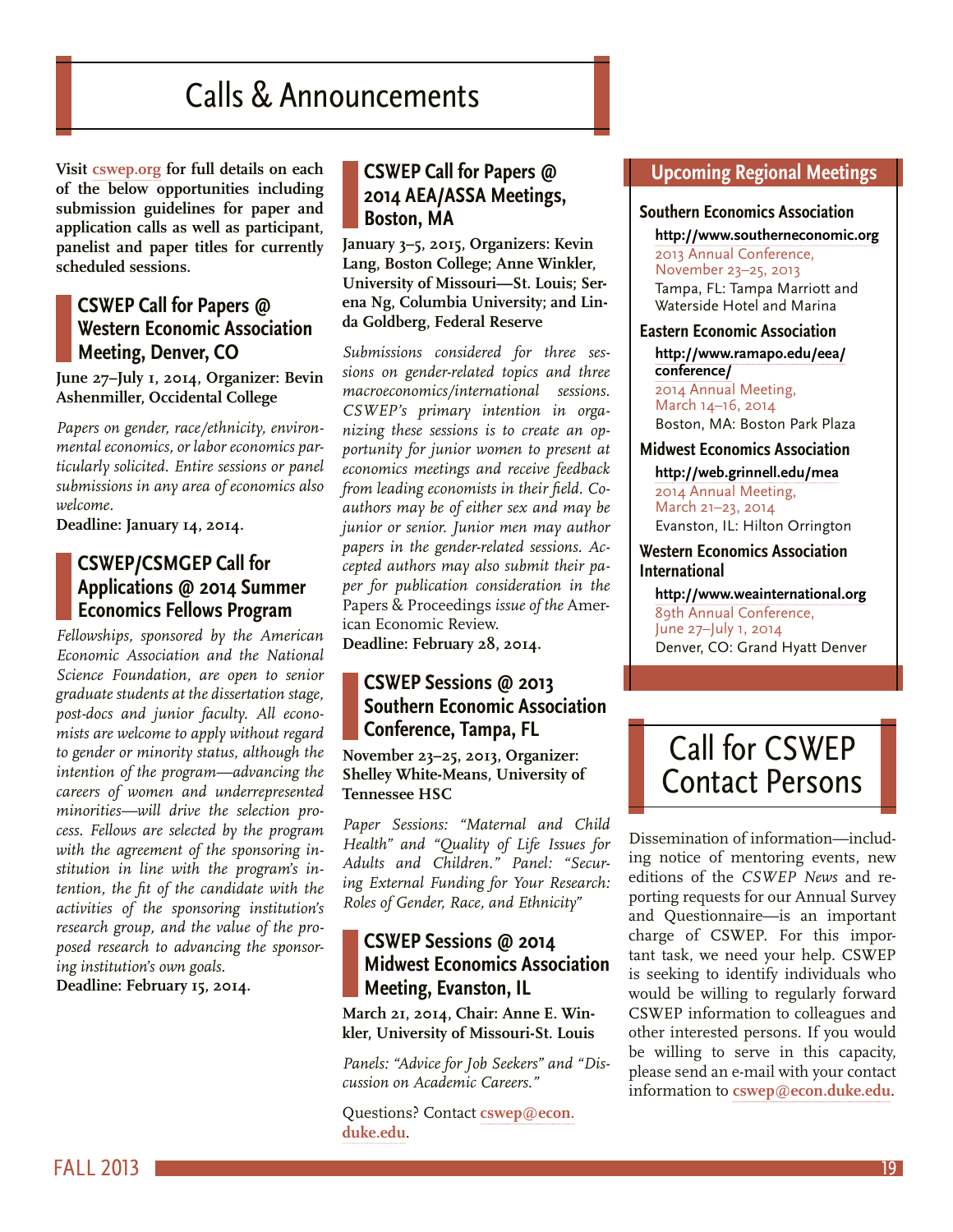# Calls & Announcements

**Visit cswep.org for full details on each of the below opportunities including submission guidelines for paper and application calls as well as participant, panelist and paper titles for currently scheduled sessions.**

## CSWEP Call for Papers @ Western Economic Association Meeting, Denver, CO

**June 27–July 1, 2014, Organizer: Bevin Ashenmiller, Occidental College**

*Papers on gender, race/ethnicity, environmental economics, or labor economics particularly solicited. Entire sessions or panel submissions in any area of economics also welcome.*

**Deadline: January 14, 2014.**

## CSWEP/CSMGEP Call for Applications @ 2014 Summer Economics Fellows Program

*Fellowships, sponsored by the American Economic Association and the National Science Foundation, are open to senior graduate students at the dissertation stage, post-docs and junior faculty. All economists are welcome to apply without regard to gender or minority status, although the intention of the program—advancing the careers of women and underrepresented minorities—will drive the selection process. Fellows are selected by the program with the agreement of the sponsoring institution in line with the program's intention, the fit of the candidate with the activities of the sponsoring institution's research group, and the value of the proposed research to advancing the sponsoring institution's own goals.*

**Deadline: February 15, 2014.**

## CSWEP Call for Papers @ 2014 AEA/ASSA Meetings, Boston, MA

**January 3–5, 2015, Organizers: Kevin Lang, Boston College; Anne Winkler, University of Missouri—St. Louis; Serena Ng, Columbia University; and Linda Goldberg, Federal Reserve**

*Submissions considered for three sessions on gender-related topics and three macroeconomics/international sessions. CSWEP's primary intention in organizing these sessions is to create an opportunity for junior women to present at economics meetings and receive feedback from leading economists in their field. Coauthors may be of either sex and may be junior or senior. Junior men may author papers in the gender-related sessions. Accepted authors may also submit their paper for publication consideration in the* Papers & Proceedings *issue of the* American Economic Review.

**Deadline: February 28, 2014.**

## CSWEP Sessions @ 2013 Southern Economic Association Conference, Tampa, FL

**November 23–25, 2013, Organizer: Shelley White-Means, University of Tennessee HSC**

*Paper Sessions: "Maternal and Child Health" and "Quality of Life Issues for Adults and Children." Panel: "Securing External Funding for Your Research: Roles of Gender, Race, and Ethnicity"*

## CSWEP Sessions @ 2014 Midwest Economics Association Meeting, Evanston, IL

**March 21, 2014, Chair: Anne E. Winkler, University of Missouri-St. Louis**

*Panels: "Advice for Job Seekers" and "Discussion on Academic Careers."*

Questions? Contact **cswep@econ.duke.edu**.

## Upcoming Regional Meetings

### Southern Economics Association

**http://www.southerneconomic.org**
2013 Annual Conference, November 23–25, 2013
Tampa, FL: Tampa Marriott and Waterside Hotel and Marina

### Eastern Economic Association

**http://www.ramapo.edu/eea/conference/**
2014 Annual Meeting, March 14–16, 2014
Boston, MA: Boston Park Plaza

### Midwest Economics Association

**http://web.grinnell.edu/mea**
2014 Annual Meeting, March 21–23, 2014
Evanston, IL: Hilton Orrington

### Western Economics Association International

**http://www.weainternational.org**
89th Annual Conference, June 27–July 1, 2014
Denver, CO: Grand Hyatt Denver

# Call for CSWEP Contact Persons

Dissemination of information—including notice of mentoring events, new editions of the *CSWEP News* and reporting requests for our Annual Survey and Questionnaire—is an important charge of CSWEP. For this important task, we need your help. CSWEP is seeking to identify individuals who would be willing to regularly forward CSWEP information to colleagues and other interested persons. If you would be willing to serve in this capacity, please send an e-mail with your contact information to **cswep@econ.duke.edu**.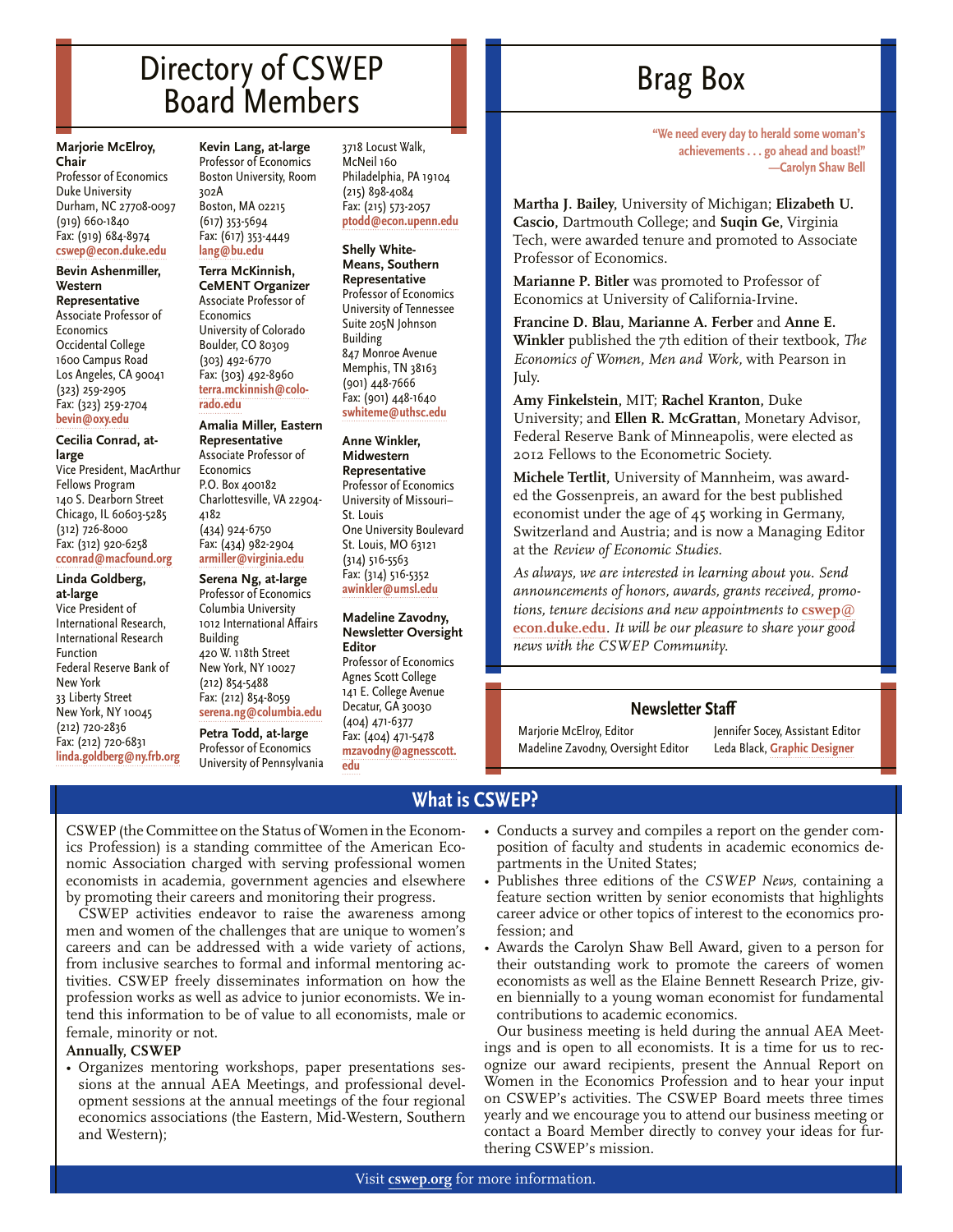# Directory of CSWEP Board Members

**Marjorie McElroy, Chair**
Professor of Economics
Duke University
Durham, NC 27708-0097
(919) 660-1840
Fax: (919) 684-8974
cswep@econ.duke.edu

**Bevin Ashenmiller, Western Representative**
Associate Professor of Economics
Occidental College
1600 Campus Road
Los Angeles, CA 90041
(323) 259-2905
Fax: (323) 259-2704
bevin@oxy.edu

**Cecilia Conrad, at-large**
Vice President, MacArthur Fellows Program
140 S. Dearborn Street
Chicago, IL 60603-5285
(312) 726-8000
Fax: (312) 920-6258
cconrad@macfound.org

**Linda Goldberg, at-large**
Vice President of International Research, International Research Function
Federal Reserve Bank of New York
33 Liberty Street
New York, NY 10045
(212) 720-2836
Fax: (212) 720-6831
linda.goldberg@ny.frb.org

**Kevin Lang, at-large**
Professor of Economics
Boston University, Room 302A
Boston, MA 02215
(617) 353-5694
Fax: (617) 353-4449
lang@bu.edu

**Terra McKinnish, CeMENT Organizer**
Associate Professor of Economics
University of Colorado
Boulder, CO 80309
(303) 492-6770
Fax: (303) 492-8960
terra.mckinnish@colorado.edu

**Amalia Miller, Eastern Representative**
Associate Professor of Economics
P.O. Box 400182
Charlottesville, VA 22904-4182
(434) 924-6750
Fax: (434) 982-2904
armiller@virginia.edu

**Serena Ng, at-large**
Professor of Economics
Columbia University
1012 International Affairs Building
420 W. 118th Street
New York, NY 10027
(212) 854-5488
Fax: (212) 854-8059
serena.ng@columbia.edu

**Petra Todd, at-large**
Professor of Economics
University of Pennsylvania
3718 Locust Walk, McNeil 160
Philadelphia, PA 19104
(215) 898-4084
Fax: (215) 573-2057
ptodd@econ.upenn.edu

**Shelly White-Means, Southern Representative**
Professor of Economics
University of Tennessee
Suite 205N Johnson Building
847 Monroe Avenue
Memphis, TN 38163
(901) 448-7666
Fax: (901) 448-1640
swhiteme@uthsc.edu

**Anne Winkler, Midwestern Representative**
Professor of Economics
University of Missouri–St. Louis
One University Boulevard
St. Louis, MO 63121
(314) 516-5563
Fax: (314) 516-5352
awinkler@umsl.edu

**Madeline Zavodny, Newsletter Oversight Editor**
Professor of Economics
Agnes Scott College
141 E. College Avenue
Decatur, GA 30030
(404) 471-6377
Fax: (404) 471-5478
mzavodny@agnesscott.edu

# Brag Box

**"We need every day to herald some woman's achievements . . . go ahead and boast!" —Carolyn Shaw Bell**

**Martha J. Bailey**, University of Michigan; **Elizabeth U. Cascio**, Dartmouth College; and **Suqin Ge**, Virginia Tech, were awarded tenure and promoted to Associate Professor of Economics.

**Marianne P. Bitler** was promoted to Professor of Economics at University of California-Irvine.

**Francine D. Blau, Marianne A. Ferber** and **Anne E. Winkler** published the 7th edition of their textbook, *The Economics of Women, Men and Work,* with Pearson in July.

**Amy Finkelstein**, MIT; **Rachel Kranton**, Duke University; and **Ellen R. McGrattan**, Monetary Advisor, Federal Reserve Bank of Minneapolis, were elected as 2012 Fellows to the Econometric Society.

**Michele Tertlit**, University of Mannheim, was awarded the Gossenpreis, an award for the best published economist under the age of 45 working in Germany, Switzerland and Austria; and is now a Managing Editor at the *Review of Economic Studies*.

*As always, we are interested in learning about you. Send announcements of honors, awards, grants received, promotions, tenure decisions and new appointments to* **cswep@econ.duke.edu**. *It will be our pleasure to share your good news with the CSWEP Community.*

## Newsletter Staff

Marjorie McElroy, Editor
Madeline Zavodny, Oversight Editor
Jennifer Socey, Assistant Editor
Leda Black, Graphic Designer

## What is CSWEP?

CSWEP (the Committee on the Status of Women in the Economics Profession) is a standing committee of the American Economic Association charged with serving professional women economists in academia, government agencies and elsewhere by promoting their careers and monitoring their progress.

CSWEP activities endeavor to raise the awareness among men and women of the challenges that are unique to women's careers and can be addressed with a wide variety of actions, from inclusive searches to formal and informal mentoring activities. CSWEP freely disseminates information on how the profession works as well as advice to junior economists. We intend this information to be of value to all economists, male or female, minority or not.

**Annually, CSWEP**

- Organizes mentoring workshops, paper presentations sessions at the annual AEA Meetings, and professional development sessions at the annual meetings of the four regional economics associations (the Eastern, Mid-Western, Southern and Western);
- Conducts a survey and compiles a report on the gender composition of faculty and students in academic economics departments in the United States;
- Publishes three editions of the *CSWEP News*, containing a feature section written by senior economists that highlights career advice or other topics of interest to the economics profession; and
- Awards the Carolyn Shaw Bell Award, given to a person for their outstanding work to promote the careers of women economists as well as the Elaine Bennett Research Prize, given biennially to a young woman economist for fundamental contributions to academic economics.

Our business meeting is held during the annual AEA Meetings and is open to all economists. It is a time for us to recognize our award recipients, present the Annual Report on Women in the Economics Profession and to hear your input on CSWEP's activities. The CSWEP Board meets three times yearly and we encourage you to attend our business meeting or contact a Board Member directly to convey your ideas for furthering CSWEP's mission.

Visit **cswep.org** for more information.